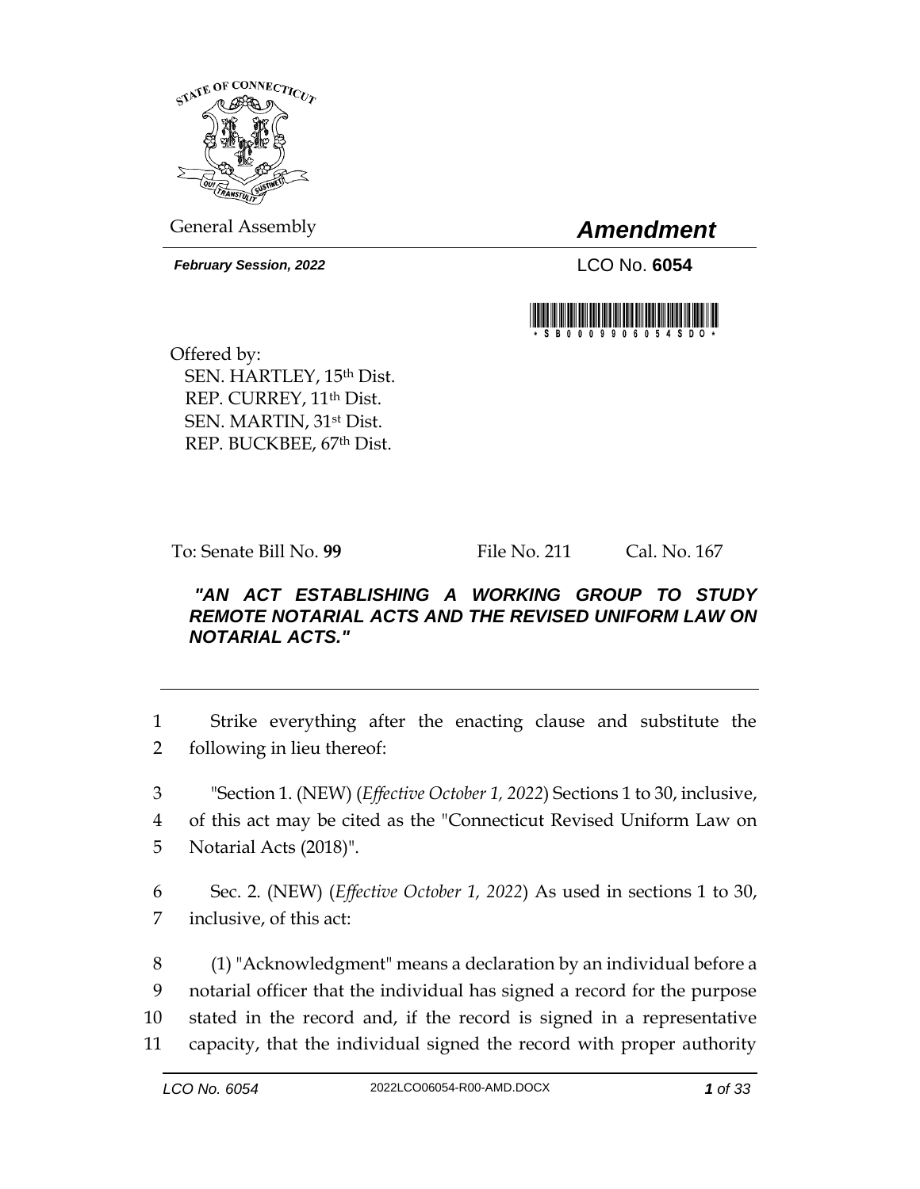General Assembly

# *Amendment*

***February Session, 2022***

LCO No. **6054**

\*SB0009906054SDO\*

Offered by:
SEN. HARTLEY, 15th Dist.
REP. CURREY, 11th Dist.
SEN. MARTIN, 31st Dist.
REP. BUCKBEE, 67th Dist.

To: Senate Bill No. **99** File No. 211 Cal. No. 167

***"AN ACT ESTABLISHING A WORKING GROUP TO STUDY REMOTE NOTARIAL ACTS AND THE REVISED UNIFORM LAW ON NOTARIAL ACTS."***

---

1 Strike everything after the enacting clause and substitute the
2 following in lieu thereof:

3 "Section 1. (NEW) (*Effective October 1, 2022*) Sections 1 to 30, inclusive,
4 of this act may be cited as the "Connecticut Revised Uniform Law on
5 Notarial Acts (2018)".

6 Sec. 2. (NEW) (*Effective October 1, 2022*) As used in sections 1 to 30,
7 inclusive, of this act:

8 (1) "Acknowledgment" means a declaration by an individual before a
9 notarial officer that the individual has signed a record for the purpose
10 stated in the record and, if the record is signed in a representative
11 capacity, that the individual signed the record with proper authority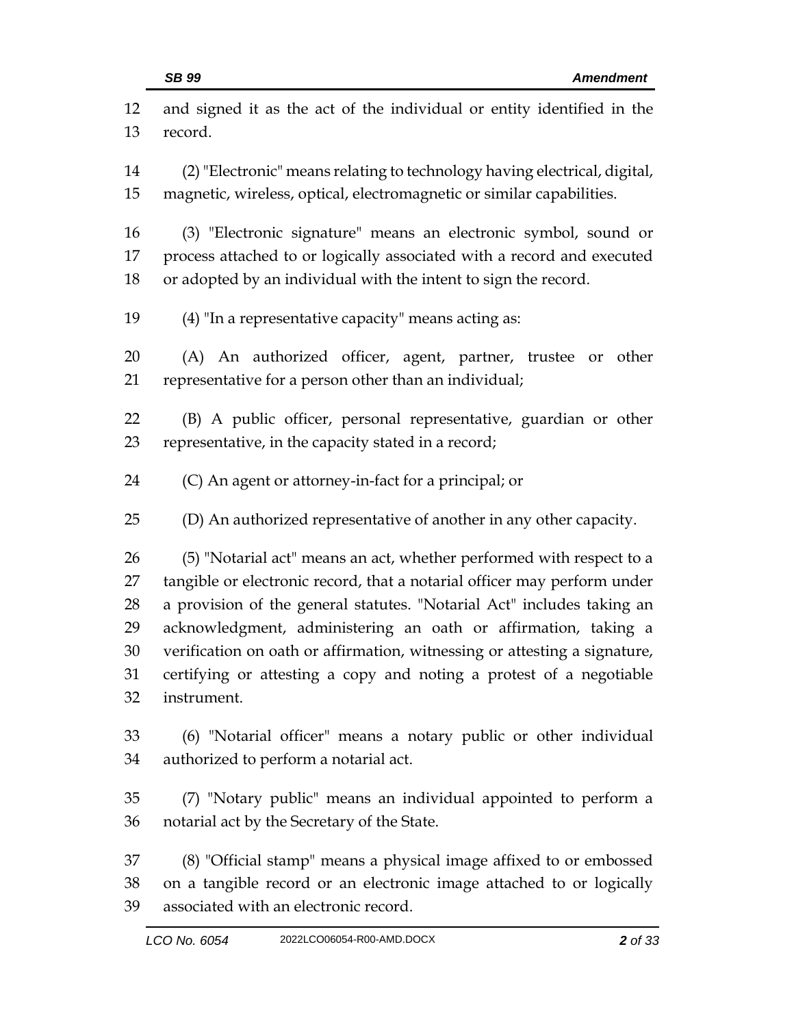and signed it as the act of the individual or entity identified in the record.

(2) "Electronic" means relating to technology having electrical, digital, magnetic, wireless, optical, electromagnetic or similar capabilities.

(3) "Electronic signature" means an electronic symbol, sound or process attached to or logically associated with a record and executed or adopted by an individual with the intent to sign the record.

(4) "In a representative capacity" means acting as:

(A) An authorized officer, agent, partner, trustee or other representative for a person other than an individual;

(B) A public officer, personal representative, guardian or other representative, in the capacity stated in a record;

(C) An agent or attorney-in-fact for a principal; or

(D) An authorized representative of another in any other capacity.

(5) "Notarial act" means an act, whether performed with respect to a tangible or electronic record, that a notarial officer may perform under a provision of the general statutes. "Notarial Act" includes taking an acknowledgment, administering an oath or affirmation, taking a verification on oath or affirmation, witnessing or attesting a signature, certifying or attesting a copy and noting a protest of a negotiable instrument.

(6) "Notarial officer" means a notary public or other individual authorized to perform a notarial act.

(7) "Notary public" means an individual appointed to perform a notarial act by the Secretary of the State.

(8) "Official stamp" means a physical image affixed to or embossed on a tangible record or an electronic image attached to or logically associated with an electronic record.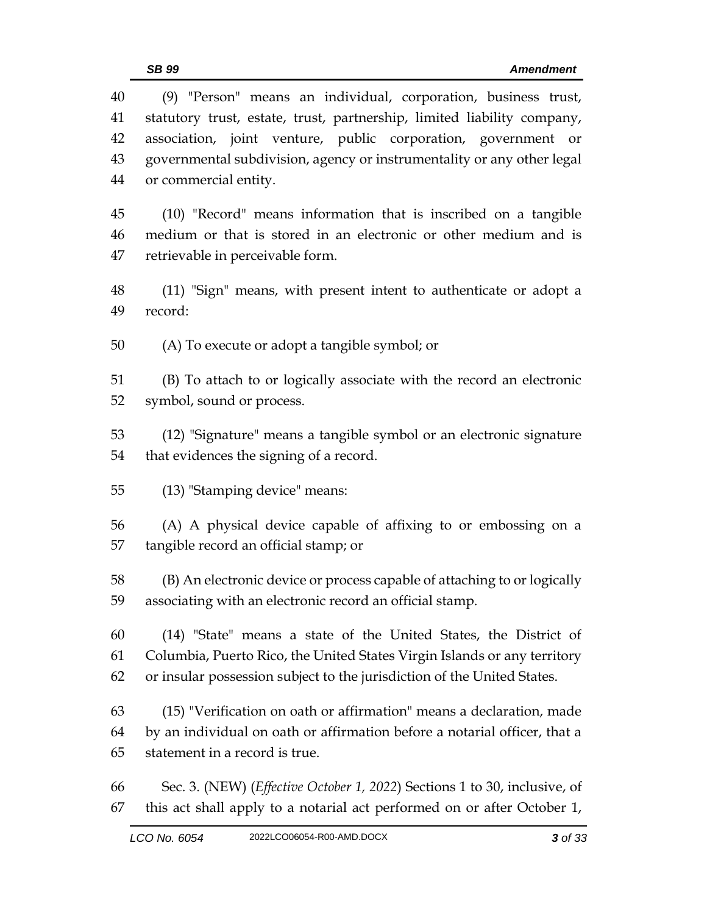(9) "Person" means an individual, corporation, business trust, statutory trust, estate, trust, partnership, limited liability company, association, joint venture, public corporation, government or governmental subdivision, agency or instrumentality or any other legal or commercial entity.

(10) "Record" means information that is inscribed on a tangible medium or that is stored in an electronic or other medium and is retrievable in perceivable form.

(11) "Sign" means, with present intent to authenticate or adopt a record:

(A) To execute or adopt a tangible symbol; or

(B) To attach to or logically associate with the record an electronic symbol, sound or process.

(12) "Signature" means a tangible symbol or an electronic signature that evidences the signing of a record.

(13) "Stamping device" means:

(A) A physical device capable of affixing to or embossing on a tangible record an official stamp; or

(B) An electronic device or process capable of attaching to or logically associating with an electronic record an official stamp.

(14) "State" means a state of the United States, the District of Columbia, Puerto Rico, the United States Virgin Islands or any territory or insular possession subject to the jurisdiction of the United States.

(15) "Verification on oath or affirmation" means a declaration, made by an individual on oath or affirmation before a notarial officer, that a statement in a record is true.

Sec. 3. (NEW) (*Effective October 1, 2022*) Sections 1 to 30, inclusive, of this act shall apply to a notarial act performed on or after October 1,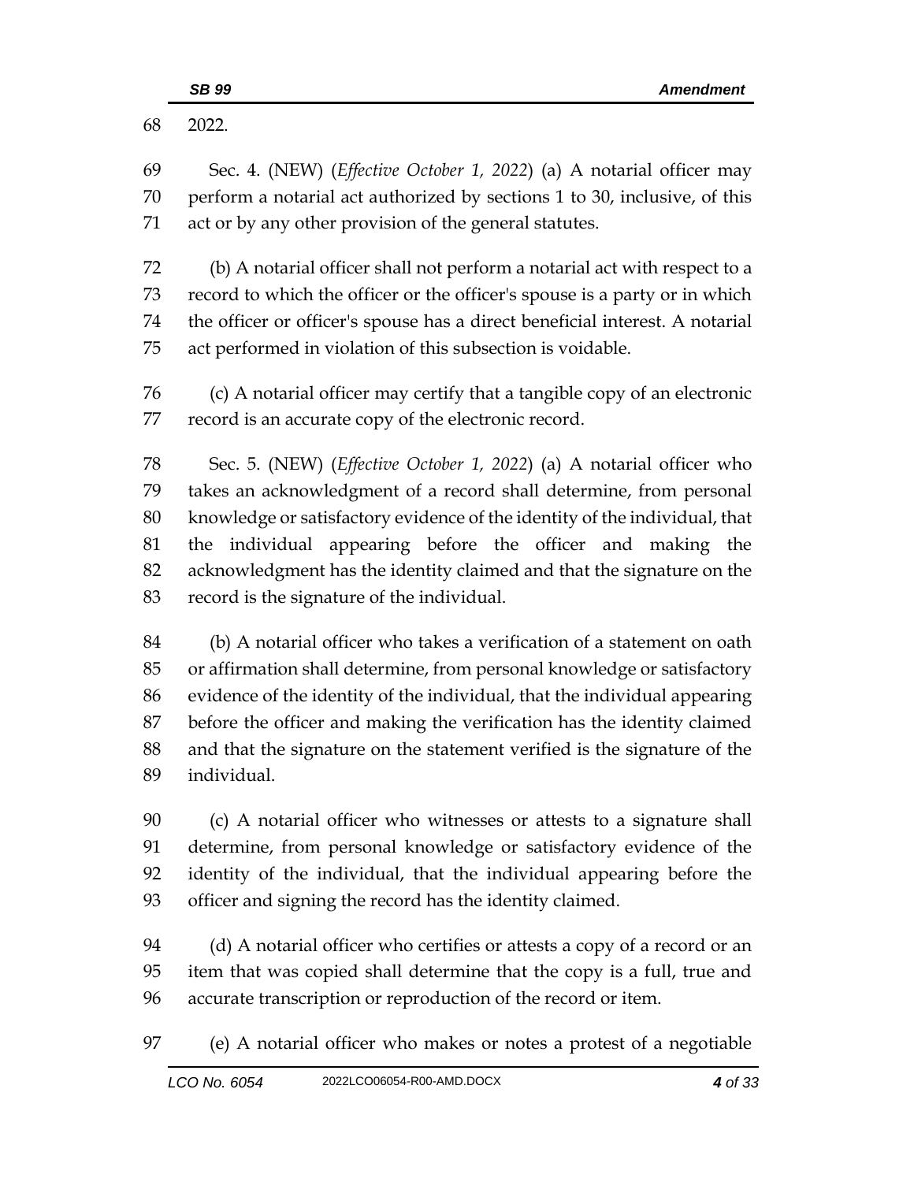2022.

Sec. 4. (NEW) (*Effective October 1, 2022*) (a) A notarial officer may perform a notarial act authorized by sections 1 to 30, inclusive, of this act or by any other provision of the general statutes.

(b) A notarial officer shall not perform a notarial act with respect to a record to which the officer or the officer's spouse is a party or in which the officer or officer's spouse has a direct beneficial interest. A notarial act performed in violation of this subsection is voidable.

(c) A notarial officer may certify that a tangible copy of an electronic record is an accurate copy of the electronic record.

Sec. 5. (NEW) (*Effective October 1, 2022*) (a) A notarial officer who takes an acknowledgment of a record shall determine, from personal knowledge or satisfactory evidence of the identity of the individual, that the individual appearing before the officer and making the acknowledgment has the identity claimed and that the signature on the record is the signature of the individual.

(b) A notarial officer who takes a verification of a statement on oath or affirmation shall determine, from personal knowledge or satisfactory evidence of the identity of the individual, that the individual appearing before the officer and making the verification has the identity claimed and that the signature on the statement verified is the signature of the individual.

(c) A notarial officer who witnesses or attests to a signature shall determine, from personal knowledge or satisfactory evidence of the identity of the individual, that the individual appearing before the officer and signing the record has the identity claimed.

(d) A notarial officer who certifies or attests a copy of a record or an item that was copied shall determine that the copy is a full, true and accurate transcription or reproduction of the record or item.

(e) A notarial officer who makes or notes a protest of a negotiable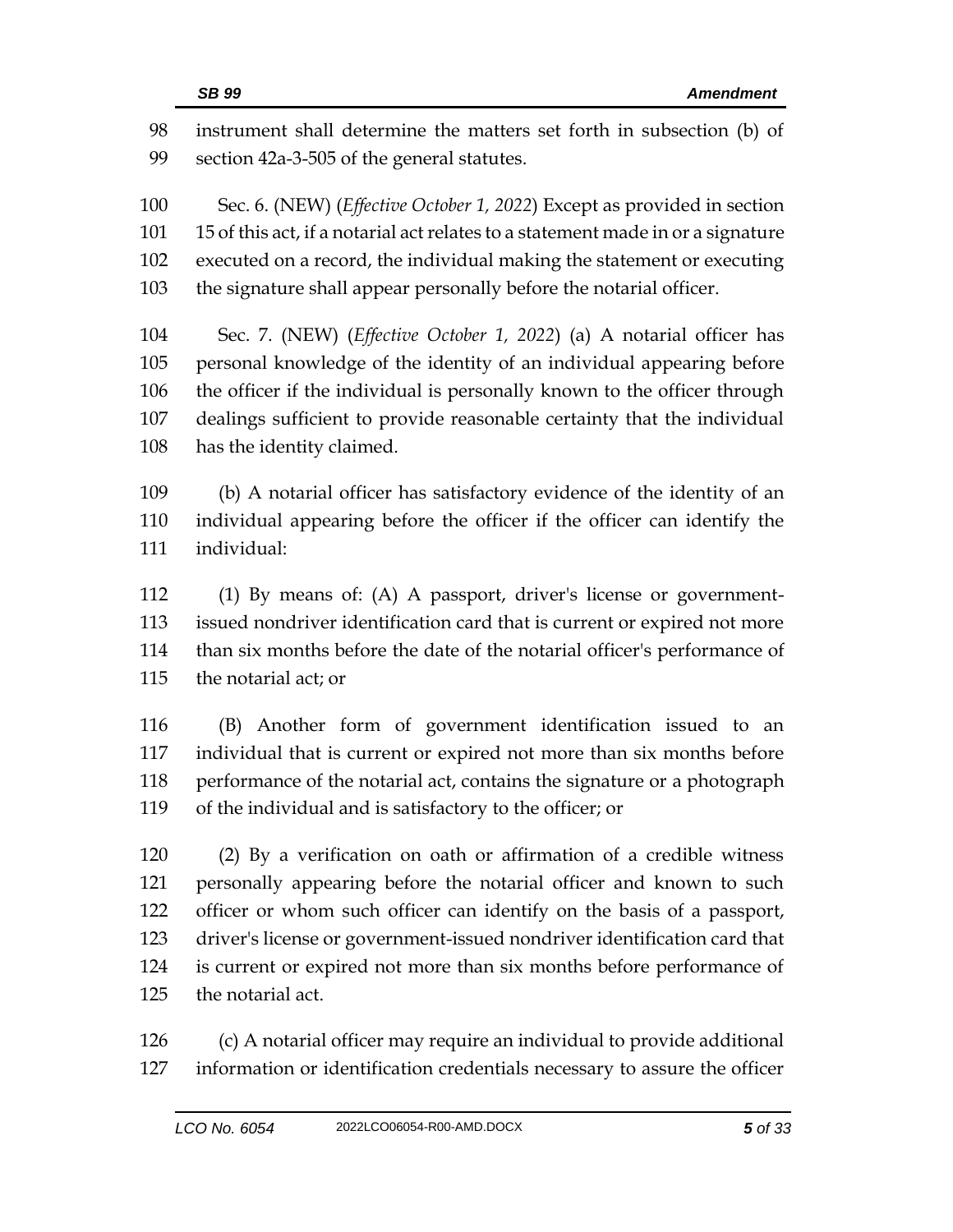instrument shall determine the matters set forth in subsection (b) of section 42a-3-505 of the general statutes.

Sec. 6. (NEW) (*Effective October 1, 2022*) Except as provided in section 15 of this act, if a notarial act relates to a statement made in or a signature executed on a record, the individual making the statement or executing the signature shall appear personally before the notarial officer.

Sec. 7. (NEW) (*Effective October 1, 2022*) (a) A notarial officer has personal knowledge of the identity of an individual appearing before the officer if the individual is personally known to the officer through dealings sufficient to provide reasonable certainty that the individual has the identity claimed.

(b) A notarial officer has satisfactory evidence of the identity of an individual appearing before the officer if the officer can identify the individual:

(1) By means of: (A) A passport, driver's license or government-issued nondriver identification card that is current or expired not more than six months before the date of the notarial officer's performance of the notarial act; or

(B) Another form of government identification issued to an individual that is current or expired not more than six months before performance of the notarial act, contains the signature or a photograph of the individual and is satisfactory to the officer; or

(2) By a verification on oath or affirmation of a credible witness personally appearing before the notarial officer and known to such officer or whom such officer can identify on the basis of a passport, driver's license or government-issued nondriver identification card that is current or expired not more than six months before performance of the notarial act.

(c) A notarial officer may require an individual to provide additional information or identification credentials necessary to assure the officer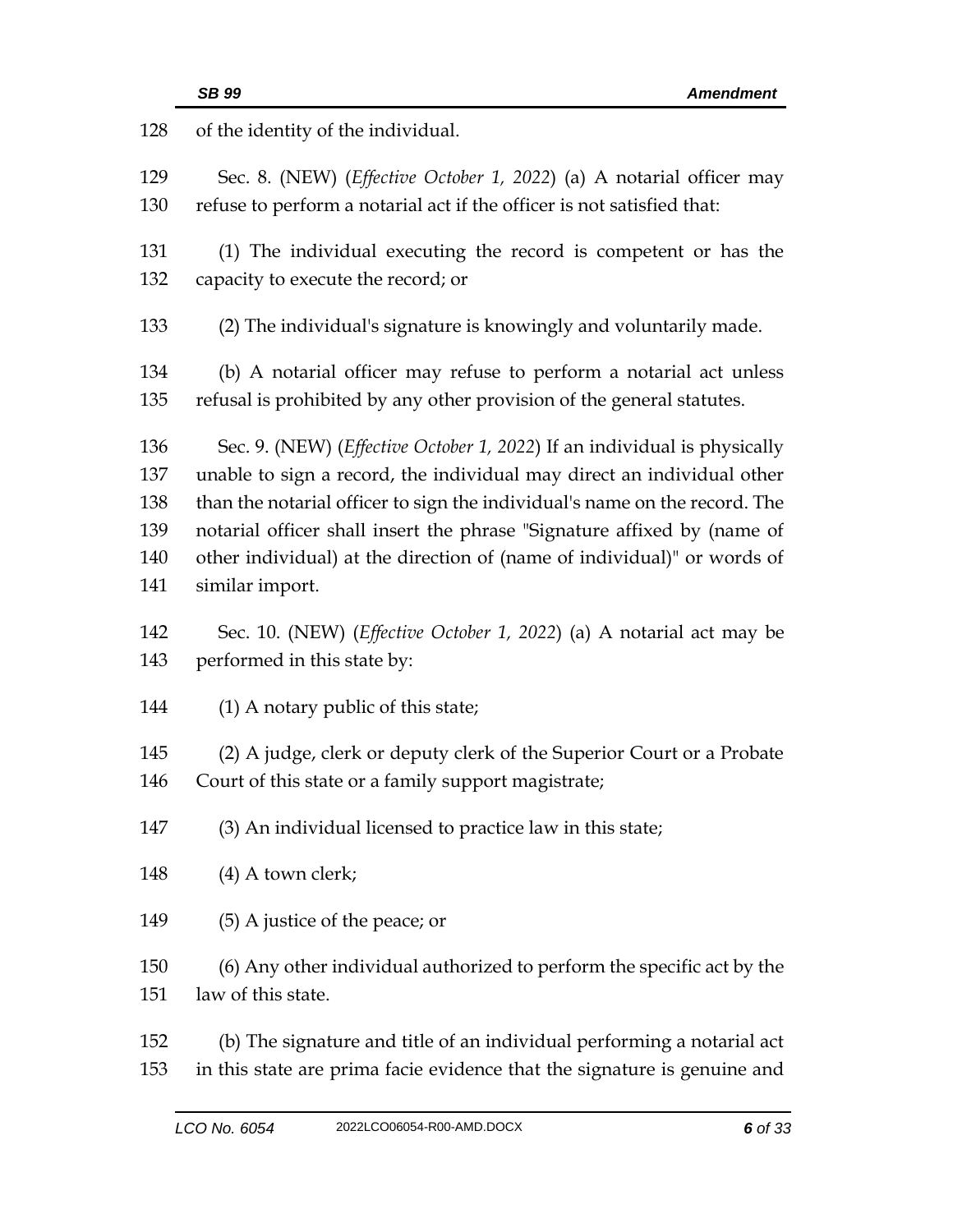of the identity of the individual.

Sec. 8. (NEW) (*Effective October 1, 2022*) (a) A notarial officer may refuse to perform a notarial act if the officer is not satisfied that:

(1) The individual executing the record is competent or has the capacity to execute the record; or

(2) The individual's signature is knowingly and voluntarily made.

(b) A notarial officer may refuse to perform a notarial act unless refusal is prohibited by any other provision of the general statutes.

Sec. 9. (NEW) (*Effective October 1, 2022*) If an individual is physically unable to sign a record, the individual may direct an individual other than the notarial officer to sign the individual's name on the record. The notarial officer shall insert the phrase "Signature affixed by (name of other individual) at the direction of (name of individual)" or words of similar import.

Sec. 10. (NEW) (*Effective October 1, 2022*) (a) A notarial act may be performed in this state by:

(1) A notary public of this state;

(2) A judge, clerk or deputy clerk of the Superior Court or a Probate Court of this state or a family support magistrate;

(3) An individual licensed to practice law in this state;

(4) A town clerk;

(5) A justice of the peace; or

(6) Any other individual authorized to perform the specific act by the law of this state.

(b) The signature and title of an individual performing a notarial act in this state are prima facie evidence that the signature is genuine and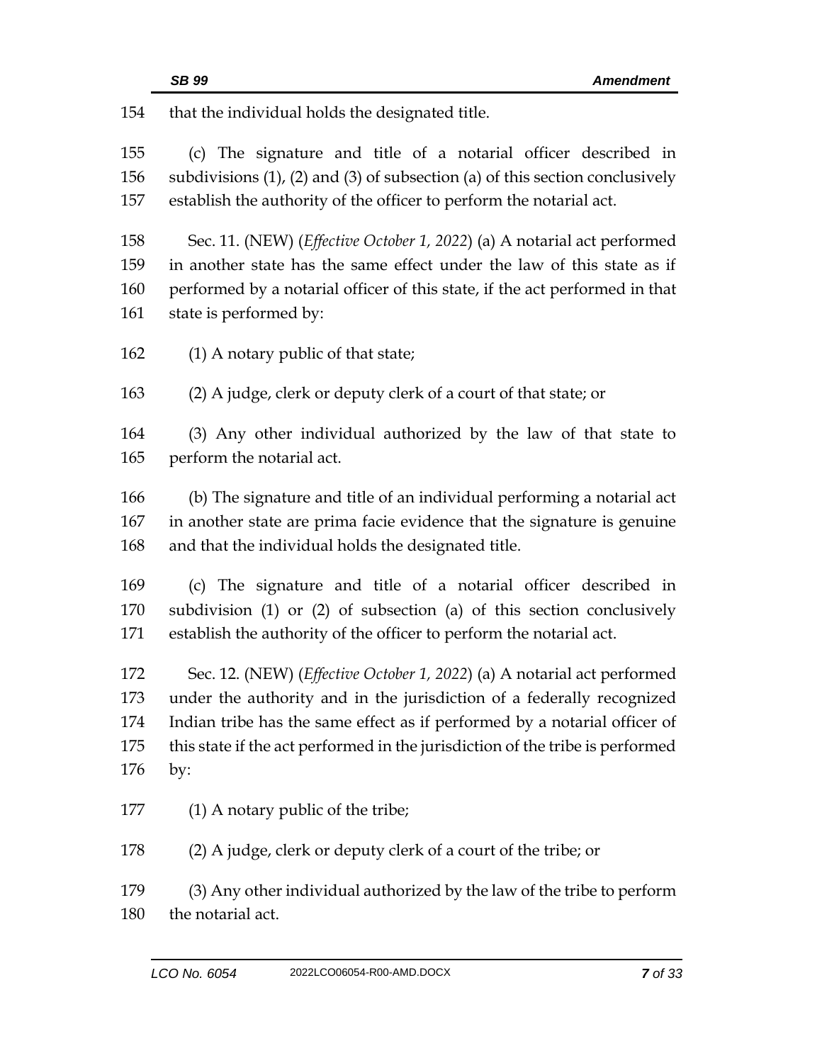that the individual holds the designated title.

(c) The signature and title of a notarial officer described in subdivisions (1), (2) and (3) of subsection (a) of this section conclusively establish the authority of the officer to perform the notarial act.

Sec. 11. (NEW) (*Effective October 1, 2022*) (a) A notarial act performed in another state has the same effect under the law of this state as if performed by a notarial officer of this state, if the act performed in that state is performed by:

(1) A notary public of that state;

(2) A judge, clerk or deputy clerk of a court of that state; or

(3) Any other individual authorized by the law of that state to perform the notarial act.

(b) The signature and title of an individual performing a notarial act in another state are prima facie evidence that the signature is genuine and that the individual holds the designated title.

(c) The signature and title of a notarial officer described in subdivision (1) or (2) of subsection (a) of this section conclusively establish the authority of the officer to perform the notarial act.

Sec. 12. (NEW) (*Effective October 1, 2022*) (a) A notarial act performed under the authority and in the jurisdiction of a federally recognized Indian tribe has the same effect as if performed by a notarial officer of this state if the act performed in the jurisdiction of the tribe is performed by:

(1) A notary public of the tribe;

(2) A judge, clerk or deputy clerk of a court of the tribe; or

(3) Any other individual authorized by the law of the tribe to perform the notarial act.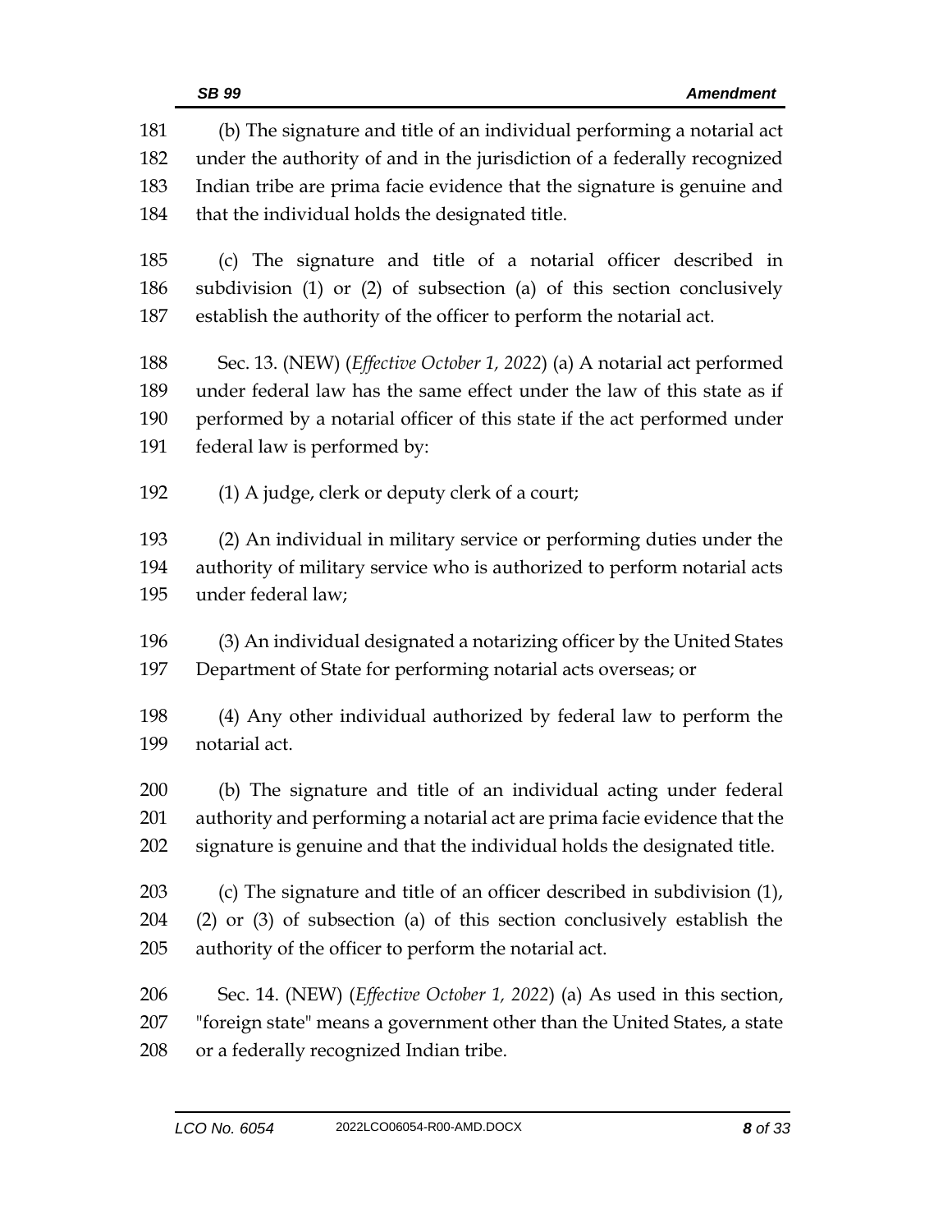(b) The signature and title of an individual performing a notarial act under the authority of and in the jurisdiction of a federally recognized Indian tribe are prima facie evidence that the signature is genuine and that the individual holds the designated title.

(c) The signature and title of a notarial officer described in subdivision (1) or (2) of subsection (a) of this section conclusively establish the authority of the officer to perform the notarial act.

Sec. 13. (NEW) (*Effective October 1, 2022*) (a) A notarial act performed under federal law has the same effect under the law of this state as if performed by a notarial officer of this state if the act performed under federal law is performed by:

(1) A judge, clerk or deputy clerk of a court;

(2) An individual in military service or performing duties under the authority of military service who is authorized to perform notarial acts under federal law;

(3) An individual designated a notarizing officer by the United States Department of State for performing notarial acts overseas; or

(4) Any other individual authorized by federal law to perform the notarial act.

(b) The signature and title of an individual acting under federal authority and performing a notarial act are prima facie evidence that the signature is genuine and that the individual holds the designated title.

(c) The signature and title of an officer described in subdivision (1), (2) or (3) of subsection (a) of this section conclusively establish the authority of the officer to perform the notarial act.

Sec. 14. (NEW) (*Effective October 1, 2022*) (a) As used in this section, "foreign state" means a government other than the United States, a state or a federally recognized Indian tribe.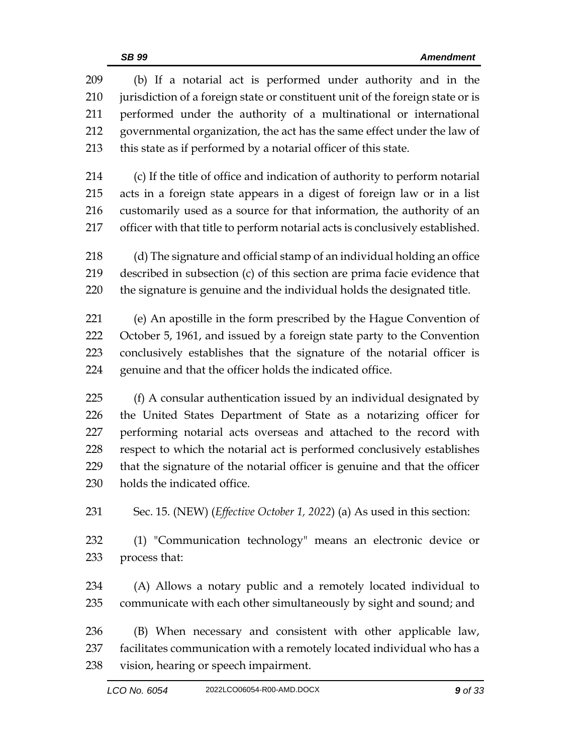(b) If a notarial act is performed under authority and in the jurisdiction of a foreign state or constituent unit of the foreign state or is performed under the authority of a multinational or international governmental organization, the act has the same effect under the law of this state as if performed by a notarial officer of this state.

(c) If the title of office and indication of authority to perform notarial acts in a foreign state appears in a digest of foreign law or in a list customarily used as a source for that information, the authority of an officer with that title to perform notarial acts is conclusively established.

(d) The signature and official stamp of an individual holding an office described in subsection (c) of this section are prima facie evidence that the signature is genuine and the individual holds the designated title.

(e) An apostille in the form prescribed by the Hague Convention of October 5, 1961, and issued by a foreign state party to the Convention conclusively establishes that the signature of the notarial officer is genuine and that the officer holds the indicated office.

(f) A consular authentication issued by an individual designated by the United States Department of State as a notarizing officer for performing notarial acts overseas and attached to the record with respect to which the notarial act is performed conclusively establishes that the signature of the notarial officer is genuine and that the officer holds the indicated office.

Sec. 15. (NEW) (*Effective October 1, 2022*) (a) As used in this section:

(1) "Communication technology" means an electronic device or process that:

(A) Allows a notary public and a remotely located individual to communicate with each other simultaneously by sight and sound; and

(B) When necessary and consistent with other applicable law, facilitates communication with a remotely located individual who has a vision, hearing or speech impairment.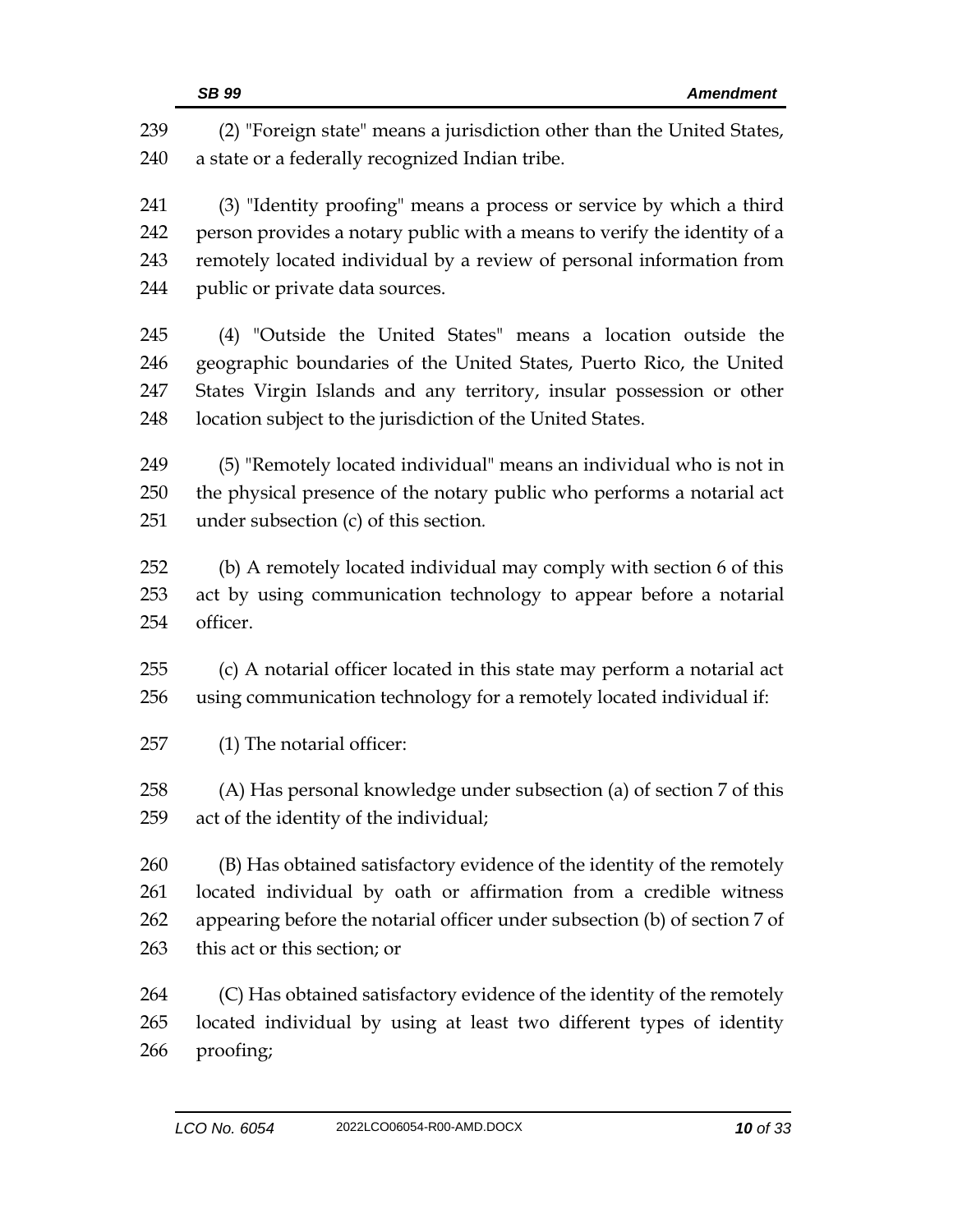(2) "Foreign state" means a jurisdiction other than the United States, a state or a federally recognized Indian tribe.

(3) "Identity proofing" means a process or service by which a third person provides a notary public with a means to verify the identity of a remotely located individual by a review of personal information from public or private data sources.

(4) "Outside the United States" means a location outside the geographic boundaries of the United States, Puerto Rico, the United States Virgin Islands and any territory, insular possession or other location subject to the jurisdiction of the United States.

(5) "Remotely located individual" means an individual who is not in the physical presence of the notary public who performs a notarial act under subsection (c) of this section.

(b) A remotely located individual may comply with section 6 of this act by using communication technology to appear before a notarial officer.

(c) A notarial officer located in this state may perform a notarial act using communication technology for a remotely located individual if:

(1) The notarial officer:

(A) Has personal knowledge under subsection (a) of section 7 of this act of the identity of the individual;

(B) Has obtained satisfactory evidence of the identity of the remotely located individual by oath or affirmation from a credible witness appearing before the notarial officer under subsection (b) of section 7 of this act or this section; or

(C) Has obtained satisfactory evidence of the identity of the remotely located individual by using at least two different types of identity proofing;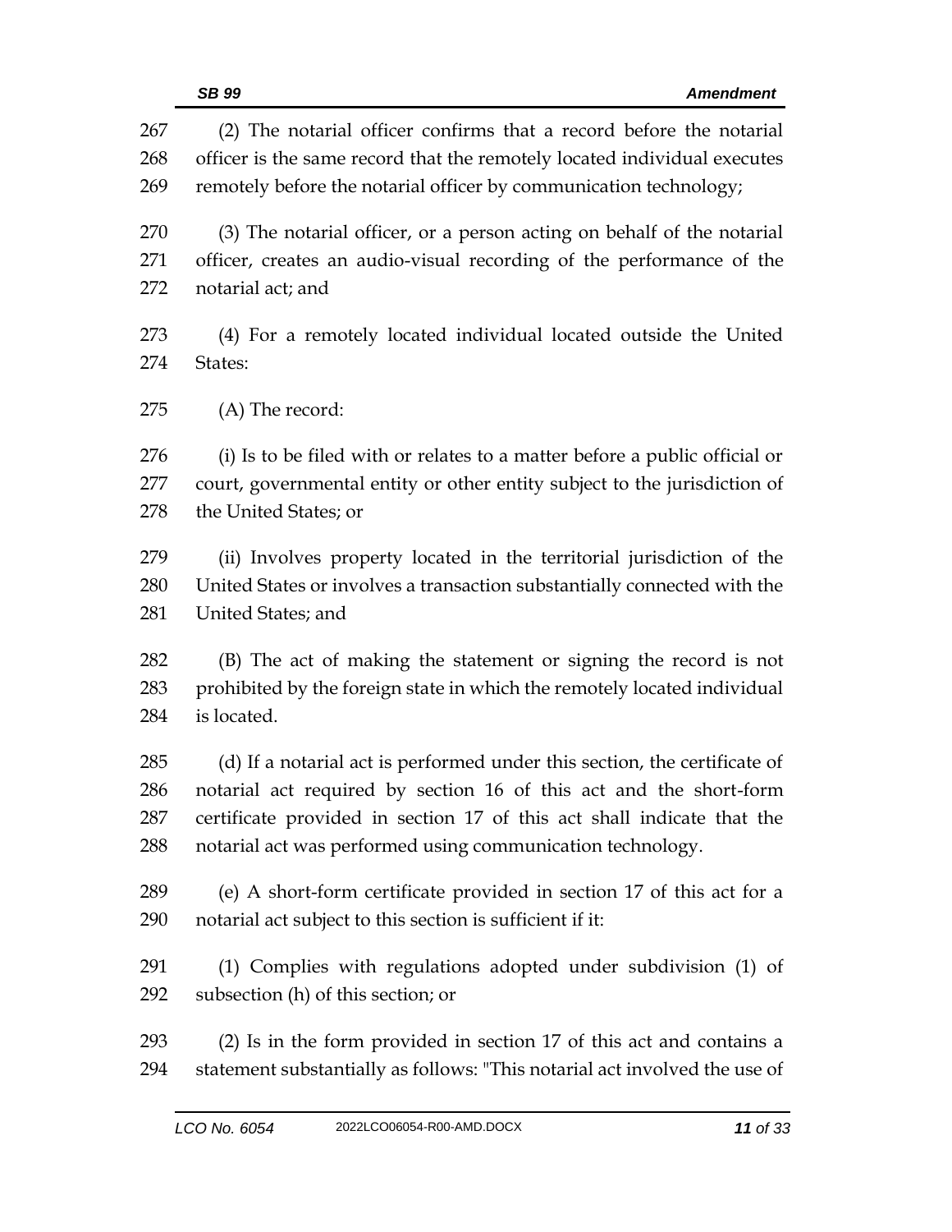(2) The notarial officer confirms that a record before the notarial officer is the same record that the remotely located individual executes remotely before the notarial officer by communication technology;

(3) The notarial officer, or a person acting on behalf of the notarial officer, creates an audio-visual recording of the performance of the notarial act; and

(4) For a remotely located individual located outside the United States:

(A) The record:

(i) Is to be filed with or relates to a matter before a public official or court, governmental entity or other entity subject to the jurisdiction of the United States; or

(ii) Involves property located in the territorial jurisdiction of the United States or involves a transaction substantially connected with the United States; and

(B) The act of making the statement or signing the record is not prohibited by the foreign state in which the remotely located individual is located.

(d) If a notarial act is performed under this section, the certificate of notarial act required by section 16 of this act and the short-form certificate provided in section 17 of this act shall indicate that the notarial act was performed using communication technology.

(e) A short-form certificate provided in section 17 of this act for a notarial act subject to this section is sufficient if it:

(1) Complies with regulations adopted under subdivision (1) of subsection (h) of this section; or

(2) Is in the form provided in section 17 of this act and contains a statement substantially as follows: "This notarial act involved the use of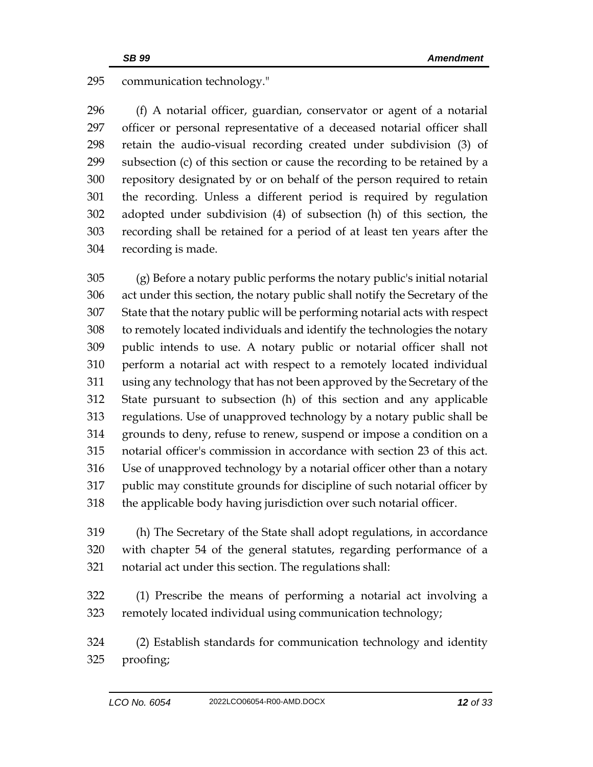communication technology."

(f) A notarial officer, guardian, conservator or agent of a notarial officer or personal representative of a deceased notarial officer shall retain the audio-visual recording created under subdivision (3) of subsection (c) of this section or cause the recording to be retained by a repository designated by or on behalf of the person required to retain the recording. Unless a different period is required by regulation adopted under subdivision (4) of subsection (h) of this section, the recording shall be retained for a period of at least ten years after the recording is made.

(g) Before a notary public performs the notary public's initial notarial act under this section, the notary public shall notify the Secretary of the State that the notary public will be performing notarial acts with respect to remotely located individuals and identify the technologies the notary public intends to use. A notary public or notarial officer shall not perform a notarial act with respect to a remotely located individual using any technology that has not been approved by the Secretary of the State pursuant to subsection (h) of this section and any applicable regulations. Use of unapproved technology by a notary public shall be grounds to deny, refuse to renew, suspend or impose a condition on a notarial officer's commission in accordance with section 23 of this act. Use of unapproved technology by a notarial officer other than a notary public may constitute grounds for discipline of such notarial officer by the applicable body having jurisdiction over such notarial officer.

(h) The Secretary of the State shall adopt regulations, in accordance with chapter 54 of the general statutes, regarding performance of a notarial act under this section. The regulations shall:

(1) Prescribe the means of performing a notarial act involving a remotely located individual using communication technology;

(2) Establish standards for communication technology and identity proofing;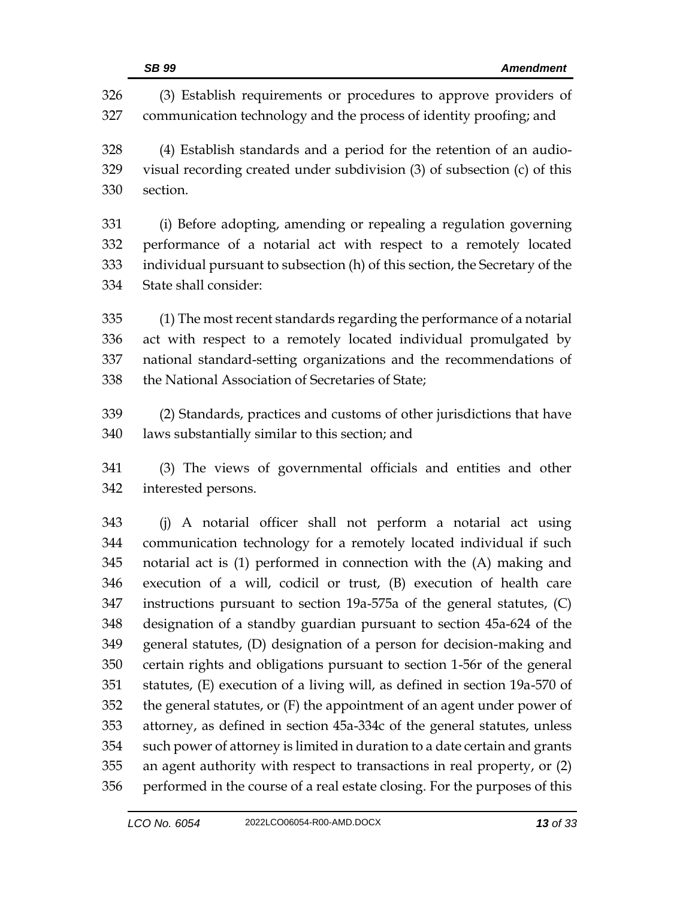(3) Establish requirements or procedures to approve providers of communication technology and the process of identity proofing; and

(4) Establish standards and a period for the retention of an audio-visual recording created under subdivision (3) of subsection (c) of this section.

(i) Before adopting, amending or repealing a regulation governing performance of a notarial act with respect to a remotely located individual pursuant to subsection (h) of this section, the Secretary of the State shall consider:

(1) The most recent standards regarding the performance of a notarial act with respect to a remotely located individual promulgated by national standard-setting organizations and the recommendations of the National Association of Secretaries of State;

(2) Standards, practices and customs of other jurisdictions that have laws substantially similar to this section; and

(3) The views of governmental officials and entities and other interested persons.

(j) A notarial officer shall not perform a notarial act using communication technology for a remotely located individual if such notarial act is (1) performed in connection with the (A) making and execution of a will, codicil or trust, (B) execution of health care instructions pursuant to section 19a-575a of the general statutes, (C) designation of a standby guardian pursuant to section 45a-624 of the general statutes, (D) designation of a person for decision-making and certain rights and obligations pursuant to section 1-56r of the general statutes, (E) execution of a living will, as defined in section 19a-570 of the general statutes, or (F) the appointment of an agent under power of attorney, as defined in section 45a-334c of the general statutes, unless such power of attorney is limited in duration to a date certain and grants an agent authority with respect to transactions in real property, or (2) performed in the course of a real estate closing. For the purposes of this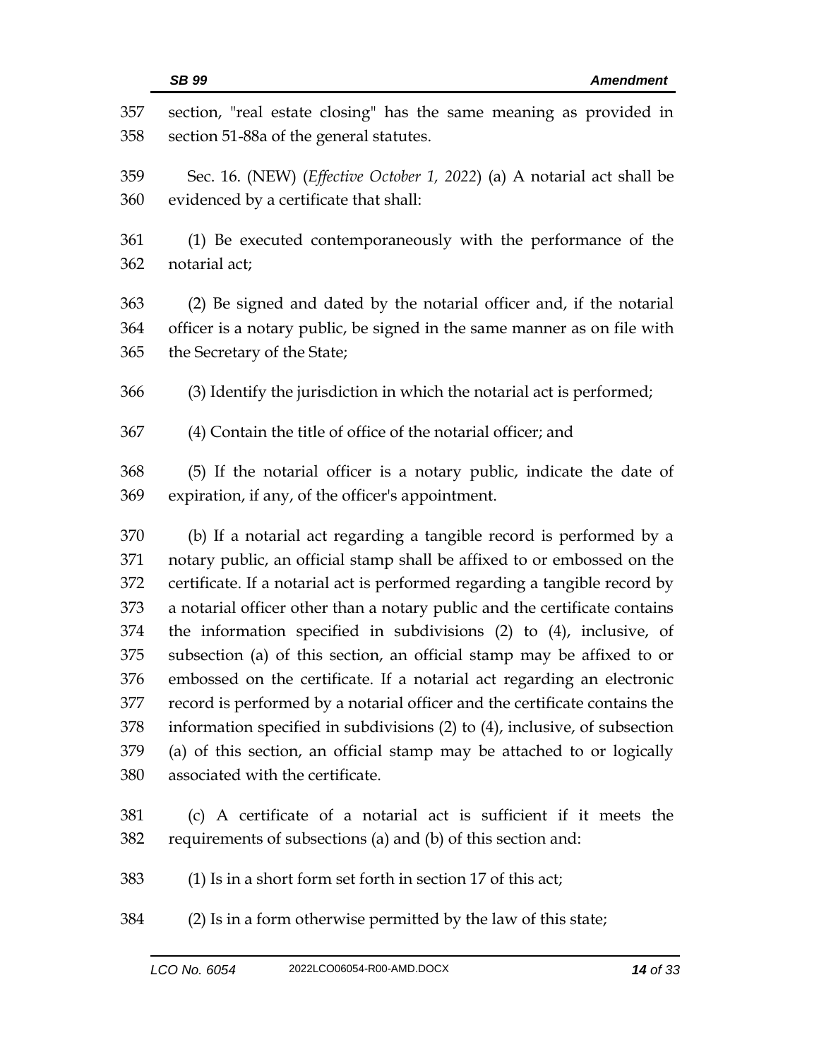section, "real estate closing" has the same meaning as provided in section 51-88a of the general statutes.

Sec. 16. (NEW) (*Effective October 1, 2022*) (a) A notarial act shall be evidenced by a certificate that shall:

(1) Be executed contemporaneously with the performance of the notarial act;

(2) Be signed and dated by the notarial officer and, if the notarial officer is a notary public, be signed in the same manner as on file with the Secretary of the State;

(3) Identify the jurisdiction in which the notarial act is performed;

(4) Contain the title of office of the notarial officer; and

(5) If the notarial officer is a notary public, indicate the date of expiration, if any, of the officer's appointment.

(b) If a notarial act regarding a tangible record is performed by a notary public, an official stamp shall be affixed to or embossed on the certificate. If a notarial act is performed regarding a tangible record by a notarial officer other than a notary public and the certificate contains the information specified in subdivisions (2) to (4), inclusive, of subsection (a) of this section, an official stamp may be affixed to or embossed on the certificate. If a notarial act regarding an electronic record is performed by a notarial officer and the certificate contains the information specified in subdivisions (2) to (4), inclusive, of subsection (a) of this section, an official stamp may be attached to or logically associated with the certificate.

(c) A certificate of a notarial act is sufficient if it meets the requirements of subsections (a) and (b) of this section and:

(1) Is in a short form set forth in section 17 of this act;

(2) Is in a form otherwise permitted by the law of this state;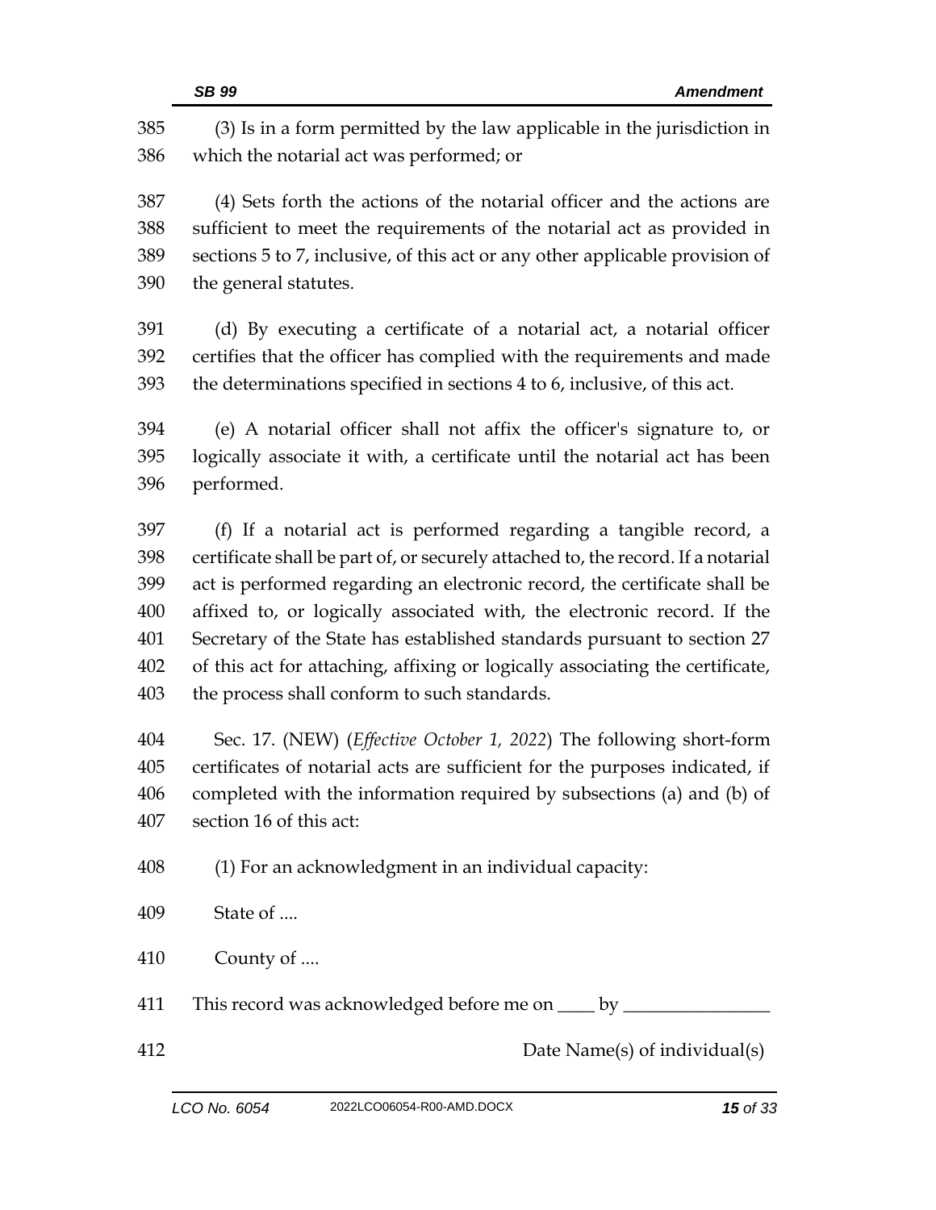(3) Is in a form permitted by the law applicable in the jurisdiction in which the notarial act was performed; or

(4) Sets forth the actions of the notarial officer and the actions are sufficient to meet the requirements of the notarial act as provided in sections 5 to 7, inclusive, of this act or any other applicable provision of the general statutes.

(d) By executing a certificate of a notarial act, a notarial officer certifies that the officer has complied with the requirements and made the determinations specified in sections 4 to 6, inclusive, of this act.

(e) A notarial officer shall not affix the officer's signature to, or logically associate it with, a certificate until the notarial act has been performed.

(f) If a notarial act is performed regarding a tangible record, a certificate shall be part of, or securely attached to, the record. If a notarial act is performed regarding an electronic record, the certificate shall be affixed to, or logically associated with, the electronic record. If the Secretary of the State has established standards pursuant to section 27 of this act for attaching, affixing or logically associating the certificate, the process shall conform to such standards.

Sec. 17. (NEW) (*Effective October 1, 2022*) The following short-form certificates of notarial acts are sufficient for the purposes indicated, if completed with the information required by subsections (a) and (b) of section 16 of this act:

(1) For an acknowledgment in an individual capacity:

State of ....

County of ....

This record was acknowledged before me on ____ by ________________

Date Name(s) of individual(s)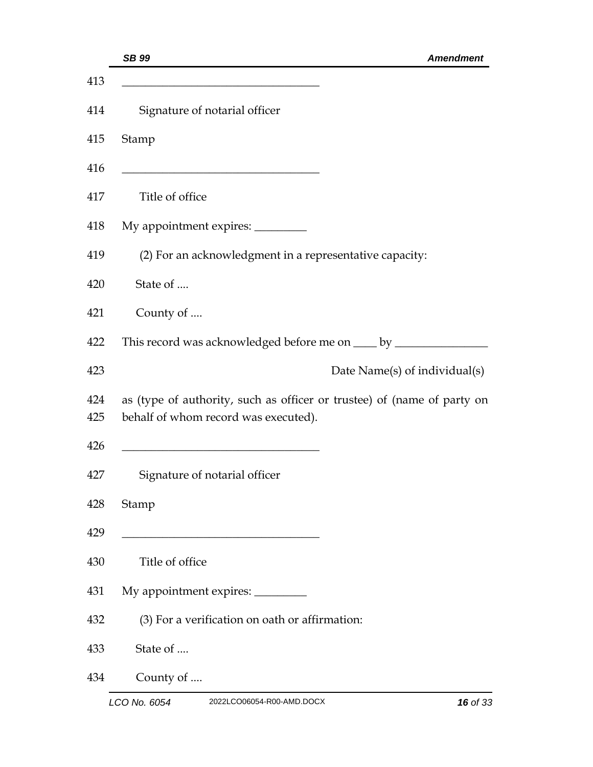\_\_\_\_\_\_\_\_\_\_\_\_\_\_\_\_\_\_\_\_\_\_\_\_\_\_\_\_\_\_\_\_\_\_

Signature of notarial officer

Stamp

\_\_\_\_\_\_\_\_\_\_\_\_\_\_\_\_\_\_\_\_\_\_\_\_\_\_\_\_\_\_\_\_\_\_

Title of office

My appointment expires: \_\_\_\_\_\_\_\_\_

(2) For an acknowledgment in a representative capacity:

State of ....

County of ....

This record was acknowledged before me on \_\_\_\_ by \_\_\_\_\_\_\_\_\_\_\_\_\_\_\_\_

Date Name(s) of individual(s)

as (type of authority, such as officer or trustee) of (name of party on behalf of whom record was executed).

\_\_\_\_\_\_\_\_\_\_\_\_\_\_\_\_\_\_\_\_\_\_\_\_\_\_\_\_\_\_\_\_\_\_

Signature of notarial officer

Stamp

\_\_\_\_\_\_\_\_\_\_\_\_\_\_\_\_\_\_\_\_\_\_\_\_\_\_\_\_\_\_\_\_\_\_

Title of office

My appointment expires: \_\_\_\_\_\_\_\_\_

(3) For a verification on oath or affirmation:

State of ....

County of ....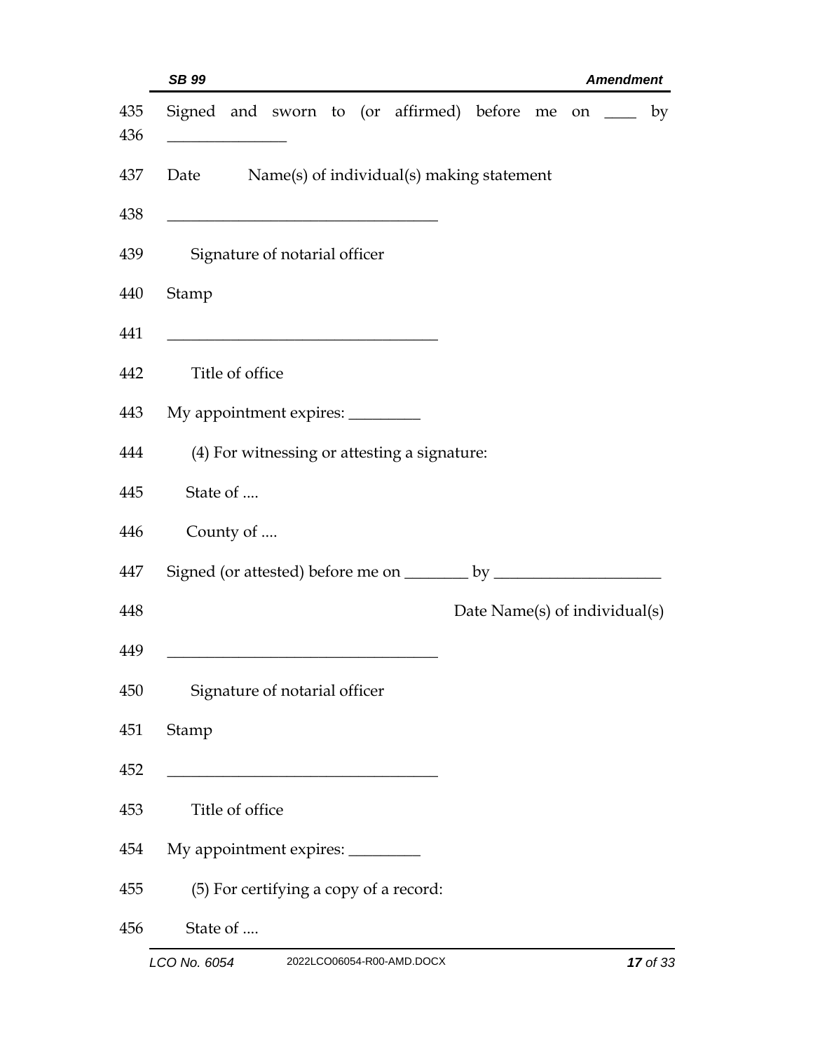435 Signed and sworn to (or affirmed) before me on ____ by
436 _______________

437 Date Name(s) of individual(s) making statement

438 __________________________________

439 Signature of notarial officer

440 Stamp

441 __________________________________

442 Title of office

443 My appointment expires: _________

444 (4) For witnessing or attesting a signature:

445 State of ....

446 County of ....

447 Signed (or attested) before me on ________ by _____________________

448 Date Name(s) of individual(s)

449 __________________________________

450 Signature of notarial officer

451 Stamp

452 __________________________________

453 Title of office

454 My appointment expires: _________

455 (5) For certifying a copy of a record:

456 State of ....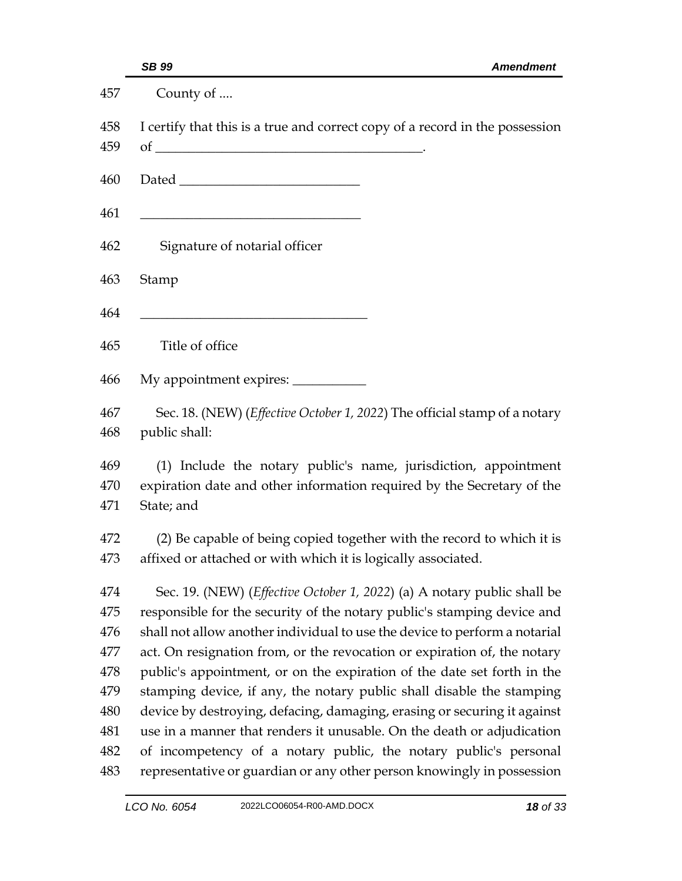County of ....

I certify that this is a true and correct copy of a record in the possession of ________________________________________.

Dated __________________________

________________________________

Signature of notarial officer

Stamp

________________________________

Title of office

My appointment expires: ___________

Sec. 18. (NEW) (*Effective October 1, 2022*) The official stamp of a notary public shall:

(1) Include the notary public's name, jurisdiction, appointment expiration date and other information required by the Secretary of the State; and

(2) Be capable of being copied together with the record to which it is affixed or attached or with which it is logically associated.

Sec. 19. (NEW) (*Effective October 1, 2022*) (a) A notary public shall be responsible for the security of the notary public's stamping device and shall not allow another individual to use the device to perform a notarial act. On resignation from, or the revocation or expiration of, the notary public's appointment, or on the expiration of the date set forth in the stamping device, if any, the notary public shall disable the stamping device by destroying, defacing, damaging, erasing or securing it against use in a manner that renders it unusable. On the death or adjudication of incompetency of a notary public, the notary public's personal representative or guardian or any other person knowingly in possession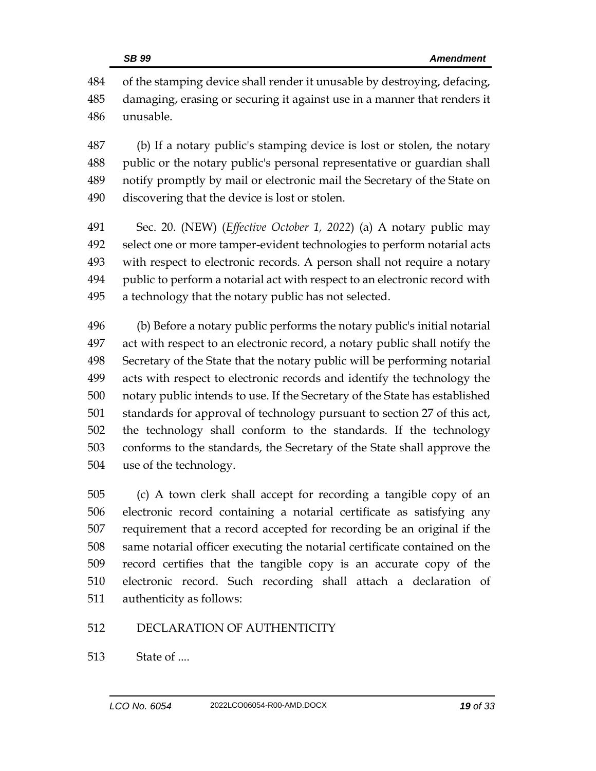of the stamping device shall render it unusable by destroying, defacing, damaging, erasing or securing it against use in a manner that renders it unusable.

(b) If a notary public's stamping device is lost or stolen, the notary public or the notary public's personal representative or guardian shall notify promptly by mail or electronic mail the Secretary of the State on discovering that the device is lost or stolen.

Sec. 20. (NEW) (*Effective October 1, 2022*) (a) A notary public may select one or more tamper-evident technologies to perform notarial acts with respect to electronic records. A person shall not require a notary public to perform a notarial act with respect to an electronic record with a technology that the notary public has not selected.

(b) Before a notary public performs the notary public's initial notarial act with respect to an electronic record, a notary public shall notify the Secretary of the State that the notary public will be performing notarial acts with respect to electronic records and identify the technology the notary public intends to use. If the Secretary of the State has established standards for approval of technology pursuant to section 27 of this act, the technology shall conform to the standards. If the technology conforms to the standards, the Secretary of the State shall approve the use of the technology.

(c) A town clerk shall accept for recording a tangible copy of an electronic record containing a notarial certificate as satisfying any requirement that a record accepted for recording be an original if the same notarial officer executing the notarial certificate contained on the record certifies that the tangible copy is an accurate copy of the electronic record. Such recording shall attach a declaration of authenticity as follows:

DECLARATION OF AUTHENTICITY

State of ....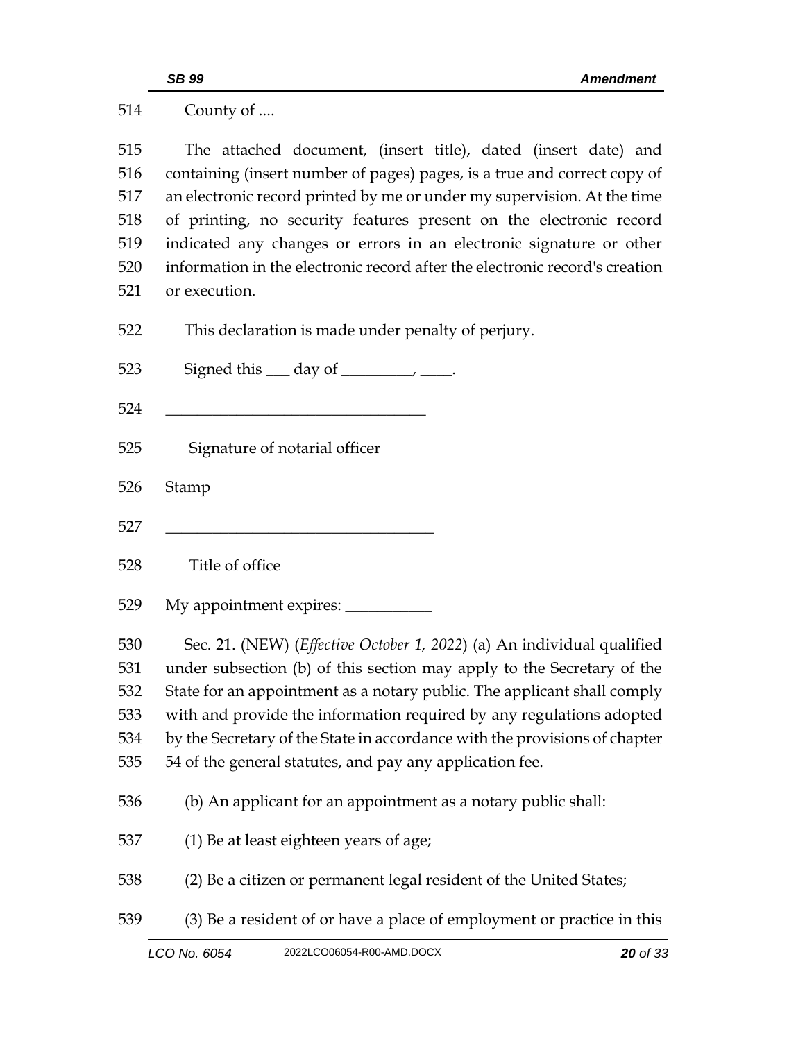County of ....

The attached document, (insert title), dated (insert date) and containing (insert number of pages) pages, is a true and correct copy of an electronic record printed by me or under my supervision. At the time of printing, no security features present on the electronic record indicated any changes or errors in an electronic signature or other information in the electronic record after the electronic record's creation or execution.

This declaration is made under penalty of perjury.

Signed this ___ day of _________, ____.

________________________________

Signature of notarial officer

Stamp

_________________________________

Title of office

My appointment expires: ___________

Sec. 21. (NEW) (*Effective October 1, 2022*) (a) An individual qualified under subsection (b) of this section may apply to the Secretary of the State for an appointment as a notary public. The applicant shall comply with and provide the information required by any regulations adopted by the Secretary of the State in accordance with the provisions of chapter 54 of the general statutes, and pay any application fee.

(b) An applicant for an appointment as a notary public shall:

(1) Be at least eighteen years of age;

(2) Be a citizen or permanent legal resident of the United States;

(3) Be a resident of or have a place of employment or practice in this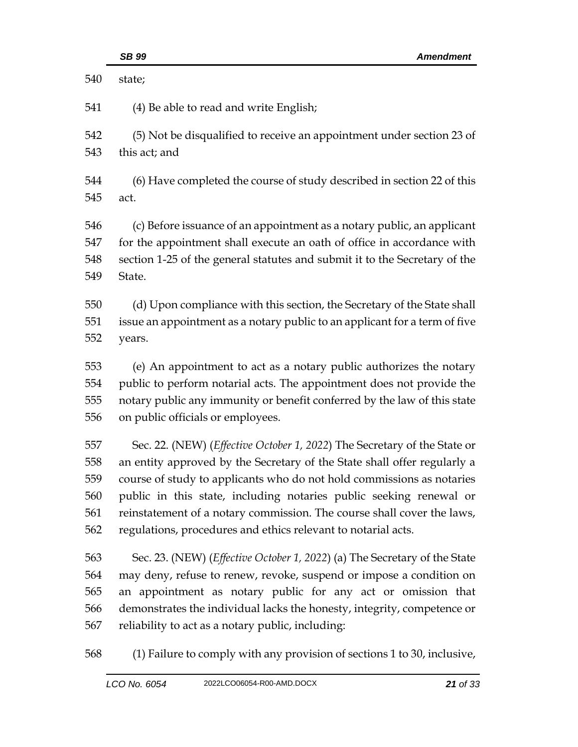state;

(4) Be able to read and write English;

(5) Not be disqualified to receive an appointment under section 23 of this act; and

(6) Have completed the course of study described in section 22 of this act.

(c) Before issuance of an appointment as a notary public, an applicant for the appointment shall execute an oath of office in accordance with section 1-25 of the general statutes and submit it to the Secretary of the State.

(d) Upon compliance with this section, the Secretary of the State shall issue an appointment as a notary public to an applicant for a term of five years.

(e) An appointment to act as a notary public authorizes the notary public to perform notarial acts. The appointment does not provide the notary public any immunity or benefit conferred by the law of this state on public officials or employees.

Sec. 22. (NEW) (*Effective October 1, 2022*) The Secretary of the State or an entity approved by the Secretary of the State shall offer regularly a course of study to applicants who do not hold commissions as notaries public in this state, including notaries public seeking renewal or reinstatement of a notary commission. The course shall cover the laws, regulations, procedures and ethics relevant to notarial acts.

Sec. 23. (NEW) (*Effective October 1, 2022*) (a) The Secretary of the State may deny, refuse to renew, revoke, suspend or impose a condition on an appointment as notary public for any act or omission that demonstrates the individual lacks the honesty, integrity, competence or reliability to act as a notary public, including:

(1) Failure to comply with any provision of sections 1 to 30, inclusive,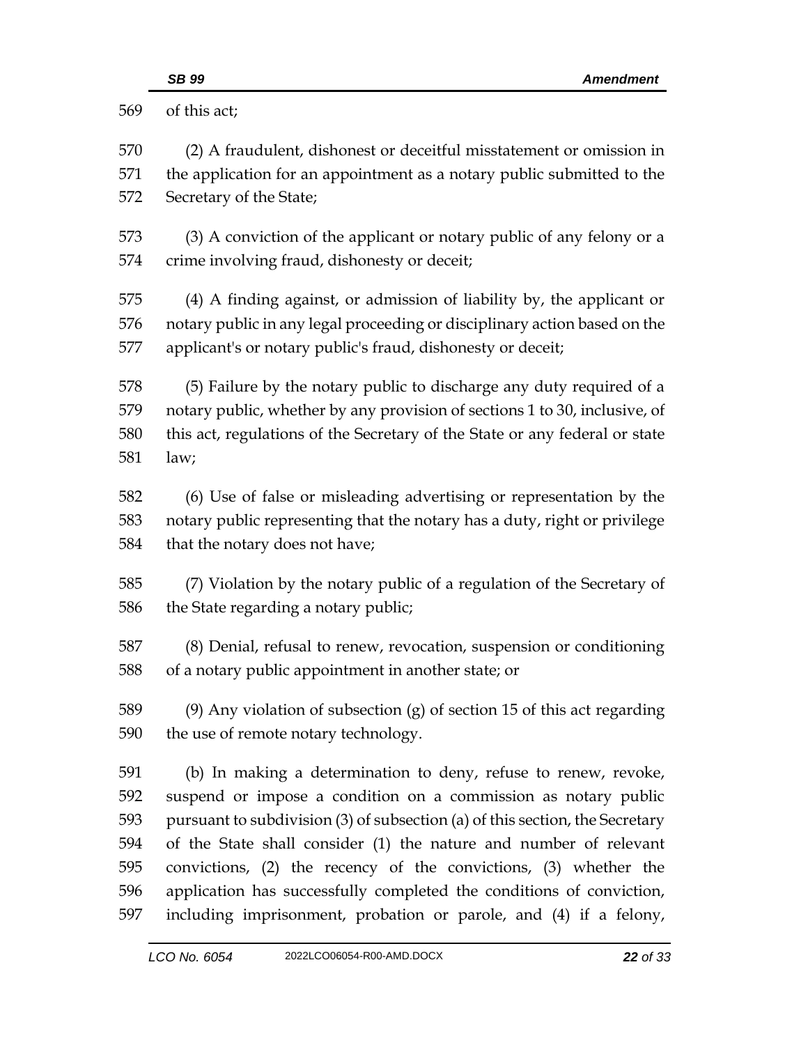of this act;

(2) A fraudulent, dishonest or deceitful misstatement or omission in the application for an appointment as a notary public submitted to the Secretary of the State;

(3) A conviction of the applicant or notary public of any felony or a crime involving fraud, dishonesty or deceit;

(4) A finding against, or admission of liability by, the applicant or notary public in any legal proceeding or disciplinary action based on the applicant's or notary public's fraud, dishonesty or deceit;

(5) Failure by the notary public to discharge any duty required of a notary public, whether by any provision of sections 1 to 30, inclusive, of this act, regulations of the Secretary of the State or any federal or state law;

(6) Use of false or misleading advertising or representation by the notary public representing that the notary has a duty, right or privilege that the notary does not have;

(7) Violation by the notary public of a regulation of the Secretary of the State regarding a notary public;

(8) Denial, refusal to renew, revocation, suspension or conditioning of a notary public appointment in another state; or

(9) Any violation of subsection (g) of section 15 of this act regarding the use of remote notary technology.

(b) In making a determination to deny, refuse to renew, revoke, suspend or impose a condition on a commission as notary public pursuant to subdivision (3) of subsection (a) of this section, the Secretary of the State shall consider (1) the nature and number of relevant convictions, (2) the recency of the convictions, (3) whether the application has successfully completed the conditions of conviction, including imprisonment, probation or parole, and (4) if a felony,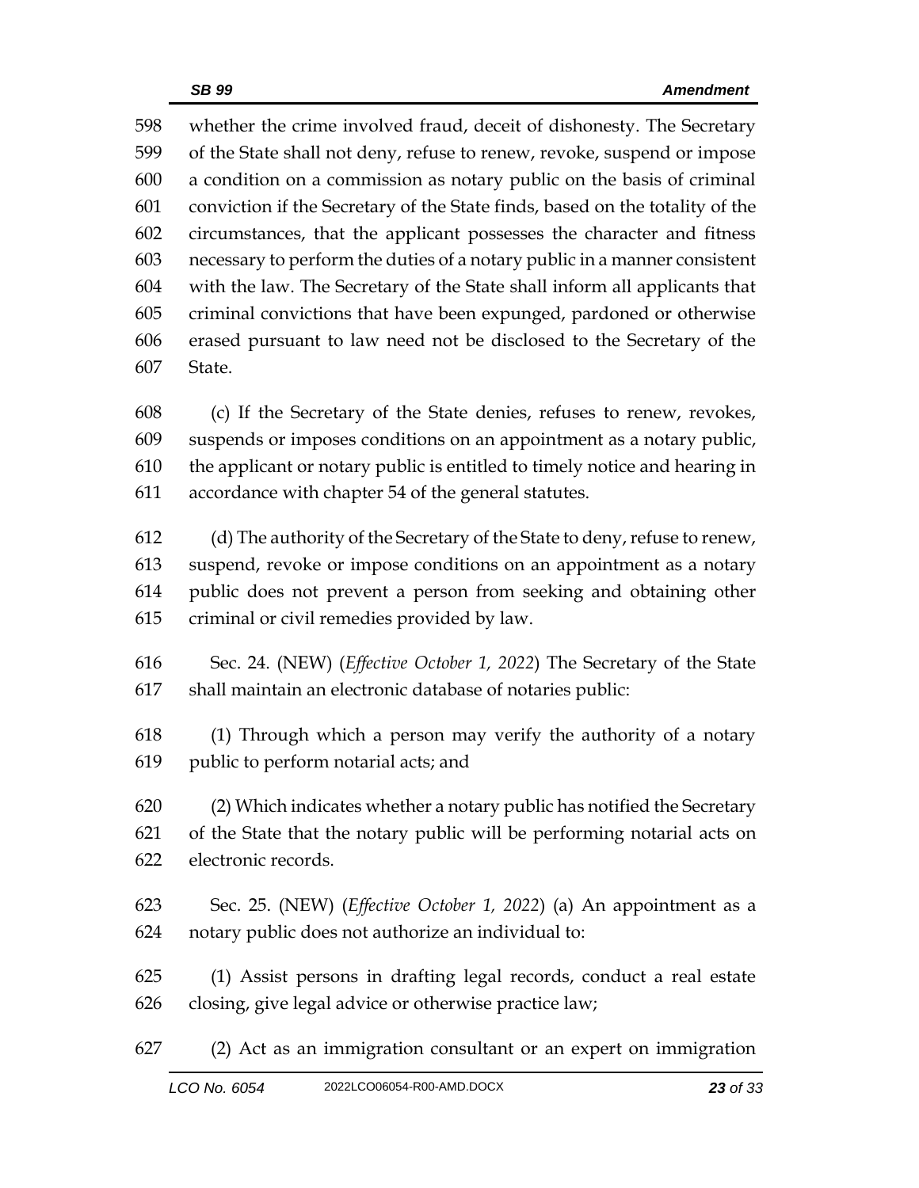whether the crime involved fraud, deceit of dishonesty. The Secretary of the State shall not deny, refuse to renew, revoke, suspend or impose a condition on a commission as notary public on the basis of criminal conviction if the Secretary of the State finds, based on the totality of the circumstances, that the applicant possesses the character and fitness necessary to perform the duties of a notary public in a manner consistent with the law. The Secretary of the State shall inform all applicants that criminal convictions that have been expunged, pardoned or otherwise erased pursuant to law need not be disclosed to the Secretary of the State.

(c) If the Secretary of the State denies, refuses to renew, revokes, suspends or imposes conditions on an appointment as a notary public, the applicant or notary public is entitled to timely notice and hearing in accordance with chapter 54 of the general statutes.

(d) The authority of the Secretary of the State to deny, refuse to renew, suspend, revoke or impose conditions on an appointment as a notary public does not prevent a person from seeking and obtaining other criminal or civil remedies provided by law.

Sec. 24. (NEW) (*Effective October 1, 2022*) The Secretary of the State shall maintain an electronic database of notaries public:

(1) Through which a person may verify the authority of a notary public to perform notarial acts; and

(2) Which indicates whether a notary public has notified the Secretary of the State that the notary public will be performing notarial acts on electronic records.

Sec. 25. (NEW) (*Effective October 1, 2022*) (a) An appointment as a notary public does not authorize an individual to:

(1) Assist persons in drafting legal records, conduct a real estate closing, give legal advice or otherwise practice law;

(2) Act as an immigration consultant or an expert on immigration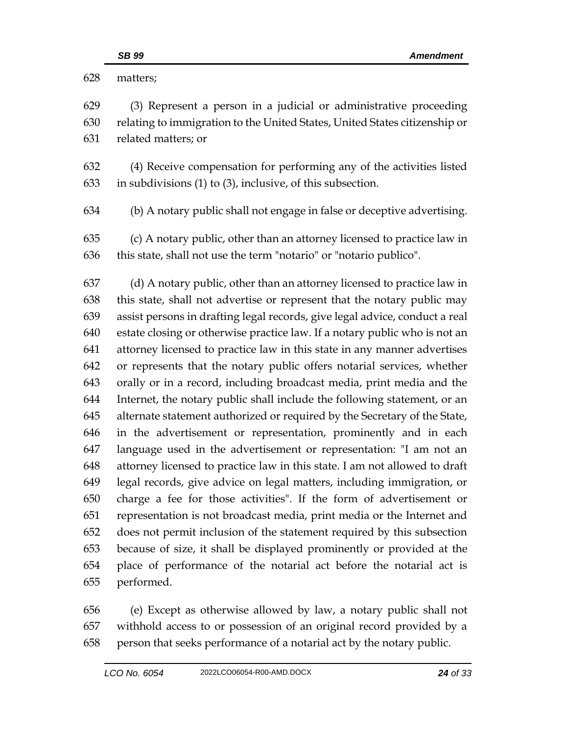matters;

(3) Represent a person in a judicial or administrative proceeding relating to immigration to the United States, United States citizenship or related matters; or

(4) Receive compensation for performing any of the activities listed in subdivisions (1) to (3), inclusive, of this subsection.

(b) A notary public shall not engage in false or deceptive advertising.

(c) A notary public, other than an attorney licensed to practice law in this state, shall not use the term "notario" or "notario publico".

(d) A notary public, other than an attorney licensed to practice law in this state, shall not advertise or represent that the notary public may assist persons in drafting legal records, give legal advice, conduct a real estate closing or otherwise practice law. If a notary public who is not an attorney licensed to practice law in this state in any manner advertises or represents that the notary public offers notarial services, whether orally or in a record, including broadcast media, print media and the Internet, the notary public shall include the following statement, or an alternate statement authorized or required by the Secretary of the State, in the advertisement or representation, prominently and in each language used in the advertisement or representation: "I am not an attorney licensed to practice law in this state. I am not allowed to draft legal records, give advice on legal matters, including immigration, or charge a fee for those activities". If the form of advertisement or representation is not broadcast media, print media or the Internet and does not permit inclusion of the statement required by this subsection because of size, it shall be displayed prominently or provided at the place of performance of the notarial act before the notarial act is performed.

(e) Except as otherwise allowed by law, a notary public shall not withhold access to or possession of an original record provided by a person that seeks performance of a notarial act by the notary public.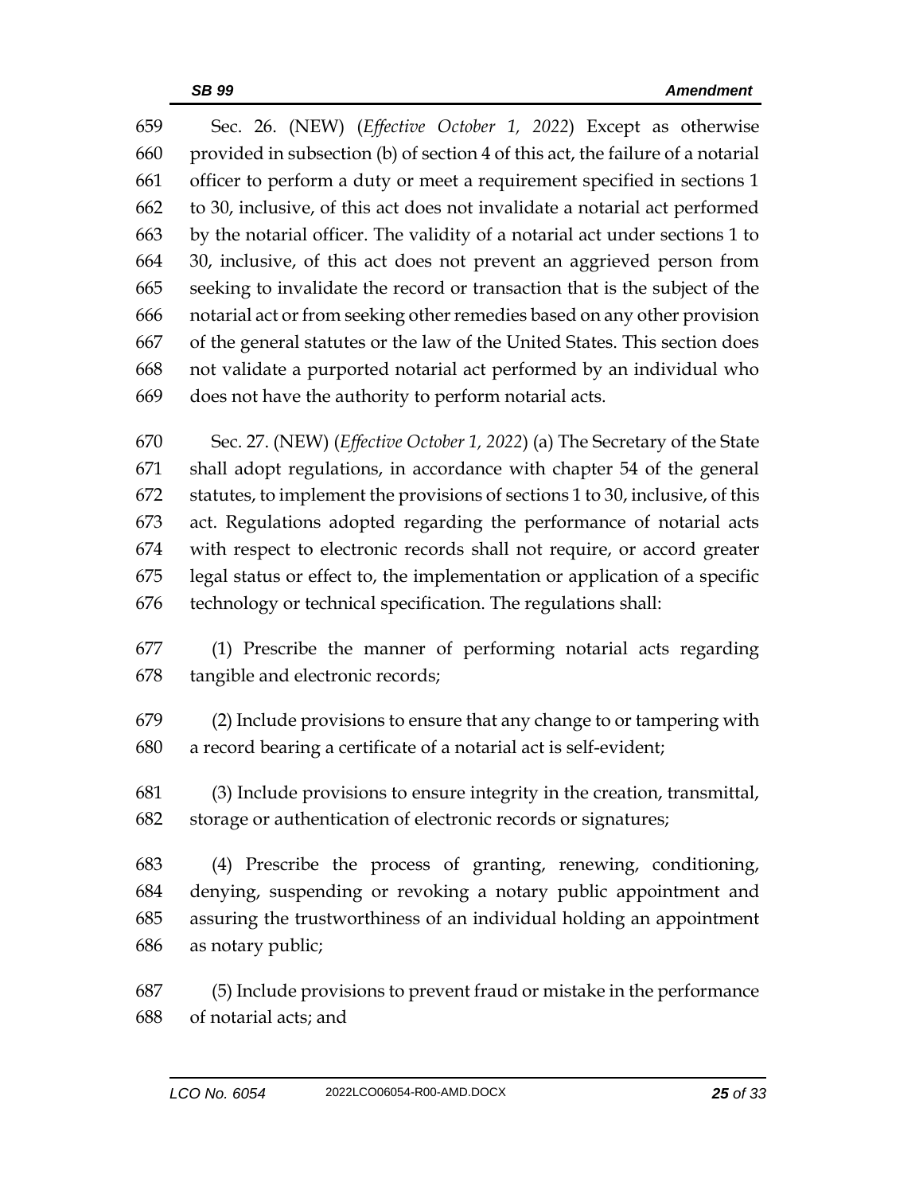Sec. 26. (NEW) (*Effective October 1, 2022*) Except as otherwise provided in subsection (b) of section 4 of this act, the failure of a notarial officer to perform a duty or meet a requirement specified in sections 1 to 30, inclusive, of this act does not invalidate a notarial act performed by the notarial officer. The validity of a notarial act under sections 1 to 30, inclusive, of this act does not prevent an aggrieved person from seeking to invalidate the record or transaction that is the subject of the notarial act or from seeking other remedies based on any other provision of the general statutes or the law of the United States. This section does not validate a purported notarial act performed by an individual who does not have the authority to perform notarial acts.

Sec. 27. (NEW) (*Effective October 1, 2022*) (a) The Secretary of the State shall adopt regulations, in accordance with chapter 54 of the general statutes, to implement the provisions of sections 1 to 30, inclusive, of this act. Regulations adopted regarding the performance of notarial acts with respect to electronic records shall not require, or accord greater legal status or effect to, the implementation or application of a specific technology or technical specification. The regulations shall:

(1) Prescribe the manner of performing notarial acts regarding tangible and electronic records;

(2) Include provisions to ensure that any change to or tampering with a record bearing a certificate of a notarial act is self-evident;

(3) Include provisions to ensure integrity in the creation, transmittal, storage or authentication of electronic records or signatures;

(4) Prescribe the process of granting, renewing, conditioning, denying, suspending or revoking a notary public appointment and assuring the trustworthiness of an individual holding an appointment as notary public;

(5) Include provisions to prevent fraud or mistake in the performance of notarial acts; and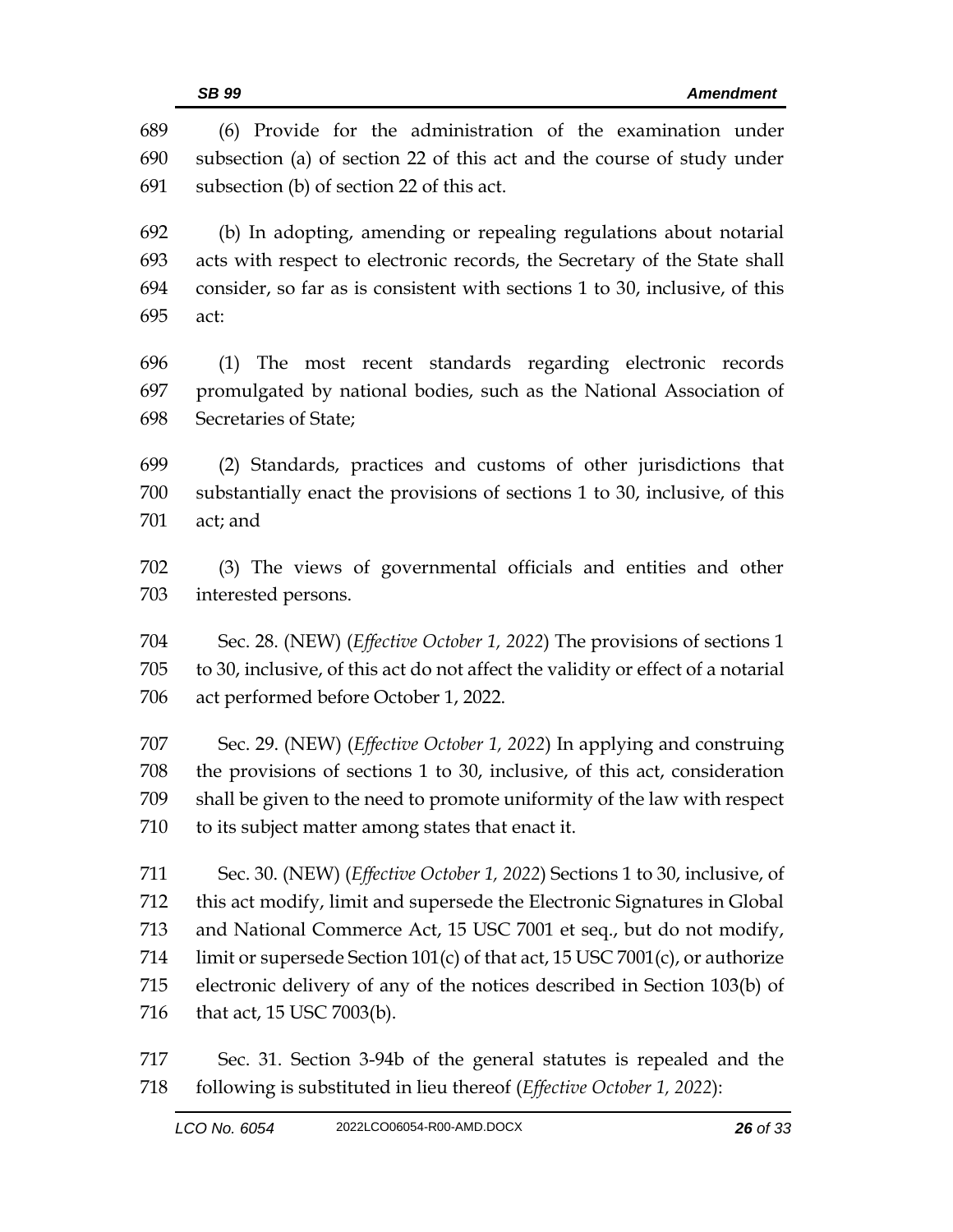(6) Provide for the administration of the examination under subsection (a) of section 22 of this act and the course of study under subsection (b) of section 22 of this act.

(b) In adopting, amending or repealing regulations about notarial acts with respect to electronic records, the Secretary of the State shall consider, so far as is consistent with sections 1 to 30, inclusive, of this act:

(1) The most recent standards regarding electronic records promulgated by national bodies, such as the National Association of Secretaries of State;

(2) Standards, practices and customs of other jurisdictions that substantially enact the provisions of sections 1 to 30, inclusive, of this act; and

(3) The views of governmental officials and entities and other interested persons.

Sec. 28. (NEW) (*Effective October 1, 2022*) The provisions of sections 1 to 30, inclusive, of this act do not affect the validity or effect of a notarial act performed before October 1, 2022.

Sec. 29. (NEW) (*Effective October 1, 2022*) In applying and construing the provisions of sections 1 to 30, inclusive, of this act, consideration shall be given to the need to promote uniformity of the law with respect to its subject matter among states that enact it.

Sec. 30. (NEW) (*Effective October 1, 2022*) Sections 1 to 30, inclusive, of this act modify, limit and supersede the Electronic Signatures in Global and National Commerce Act, 15 USC 7001 et seq., but do not modify, limit or supersede Section 101(c) of that act, 15 USC 7001(c), or authorize electronic delivery of any of the notices described in Section 103(b) of that act, 15 USC 7003(b).

Sec. 31. Section 3-94b of the general statutes is repealed and the following is substituted in lieu thereof (*Effective October 1, 2022*):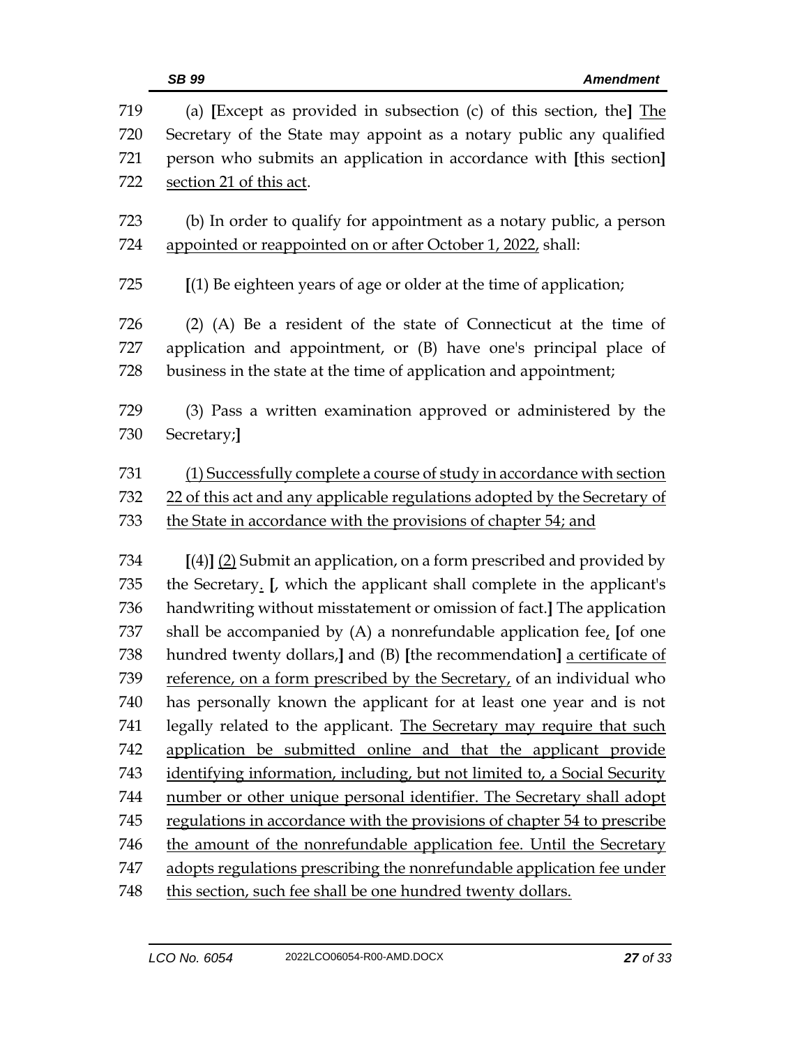(a) **[**Except as provided in subsection (c) of this section, the**]** The Secretary of the State may appoint as a notary public any qualified person who submits an application in accordance with **[**this section**]** section 21 of this act.

(b) In order to qualify for appointment as a notary public, a person appointed or reappointed on or after October 1, 2022, shall:

**[**(1) Be eighteen years of age or older at the time of application;

(2) (A) Be a resident of the state of Connecticut at the time of application and appointment, or (B) have one's principal place of business in the state at the time of application and appointment;

(3) Pass a written examination approved or administered by the Secretary;**]**

(1) Successfully complete a course of study in accordance with section 22 of this act and any applicable regulations adopted by the Secretary of the State in accordance with the provisions of chapter 54; and

**[**(4)**]** (2) Submit an application, on a form prescribed and provided by the Secretary. **[**, which the applicant shall complete in the applicant's handwriting without misstatement or omission of fact.**]** The application shall be accompanied by (A) a nonrefundable application fee, **[**of one hundred twenty dollars,**]** and (B) **[**the recommendation**]** a certificate of reference, on a form prescribed by the Secretary, of an individual who has personally known the applicant for at least one year and is not legally related to the applicant. The Secretary may require that such application be submitted online and that the applicant provide identifying information, including, but not limited to, a Social Security number or other unique personal identifier. The Secretary shall adopt regulations in accordance with the provisions of chapter 54 to prescribe the amount of the nonrefundable application fee. Until the Secretary adopts regulations prescribing the nonrefundable application fee under this section, such fee shall be one hundred twenty dollars.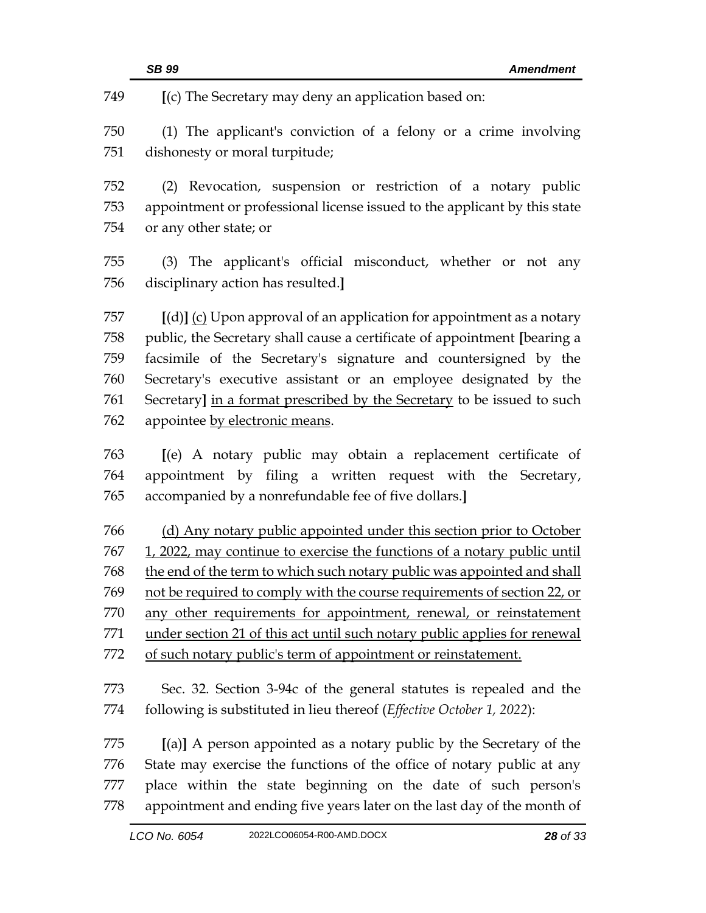749 [(c) The Secretary may deny an application based on:

750 (1) The applicant's conviction of a felony or a crime involving
751 dishonesty or moral turpitude;

752 (2) Revocation, suspension or restriction of a notary public
753 appointment or professional license issued to the applicant by this state
754 or any other state; or

755 (3) The applicant's official misconduct, whether or not any
756 disciplinary action has resulted.]

757 [(d)] <u>(c)</u> Upon approval of an application for appointment as a notary
758 public, the Secretary shall cause a certificate of appointment [bearing a
759 facsimile of the Secretary's signature and countersigned by the
760 Secretary's executive assistant or an employee designated by the
761 Secretary] <u>in a format prescribed by the Secretary</u> to be issued to such
762 appointee <u>by electronic means</u>.

763 [(e) A notary public may obtain a replacement certificate of
764 appointment by filing a written request with the Secretary,
765 accompanied by a nonrefundable fee of five dollars.]

766 <u>(d) Any notary public appointed under this section prior to October</u>
767 <u>1, 2022, may continue to exercise the functions of a notary public until</u>
768 <u>the end of the term to which such notary public was appointed and shall</u>
769 <u>not be required to comply with the course requirements of section 22, or</u>
770 <u>any other requirements for appointment, renewal, or reinstatement</u>
771 <u>under section 21 of this act until such notary public applies for renewal</u>
772 <u>of such notary public's term of appointment or reinstatement.</u>

773 Sec. 32. Section 3-94c of the general statutes is repealed and the
774 following is substituted in lieu thereof (*Effective October 1, 2022*):

775 [(a)] A person appointed as a notary public by the Secretary of the
776 State may exercise the functions of the office of notary public at any
777 place within the state beginning on the date of such person's
778 appointment and ending five years later on the last day of the month of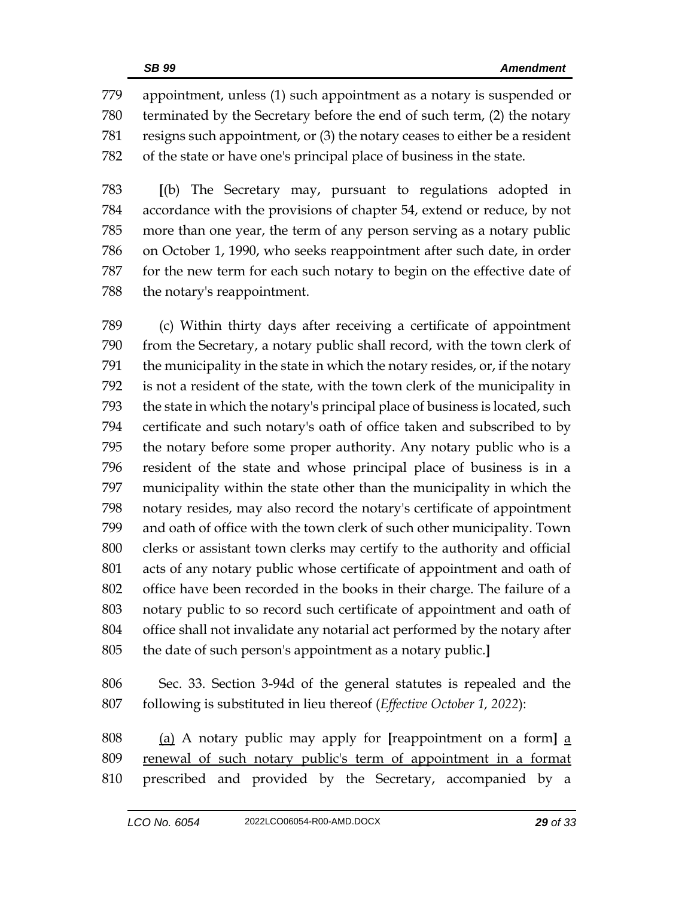appointment, unless (1) such appointment as a notary is suspended or terminated by the Secretary before the end of such term, (2) the notary resigns such appointment, or (3) the notary ceases to either be a resident of the state or have one's principal place of business in the state.

**[**(b) The Secretary may, pursuant to regulations adopted in accordance with the provisions of chapter 54, extend or reduce, by not more than one year, the term of any person serving as a notary public on October 1, 1990, who seeks reappointment after such date, in order for the new term for each such notary to begin on the effective date of the notary's reappointment.

(c) Within thirty days after receiving a certificate of appointment from the Secretary, a notary public shall record, with the town clerk of the municipality in the state in which the notary resides, or, if the notary is not a resident of the state, with the town clerk of the municipality in the state in which the notary's principal place of business is located, such certificate and such notary's oath of office taken and subscribed to by the notary before some proper authority. Any notary public who is a resident of the state and whose principal place of business is in a municipality within the state other than the municipality in which the notary resides, may also record the notary's certificate of appointment and oath of office with the town clerk of such other municipality. Town clerks or assistant town clerks may certify to the authority and official acts of any notary public whose certificate of appointment and oath of office have been recorded in the books in their charge. The failure of a notary public to so record such certificate of appointment and oath of office shall not invalidate any notarial act performed by the notary after the date of such person's appointment as a notary public.**]**

Sec. 33. Section 3-94d of the general statutes is repealed and the following is substituted in lieu thereof (*Effective October 1, 2022*):

<u>(a)</u> A notary public may apply for **[**reappointment on a form**]** <u>a renewal of such notary public's term of appointment in a format</u> prescribed and provided by the Secretary, accompanied by a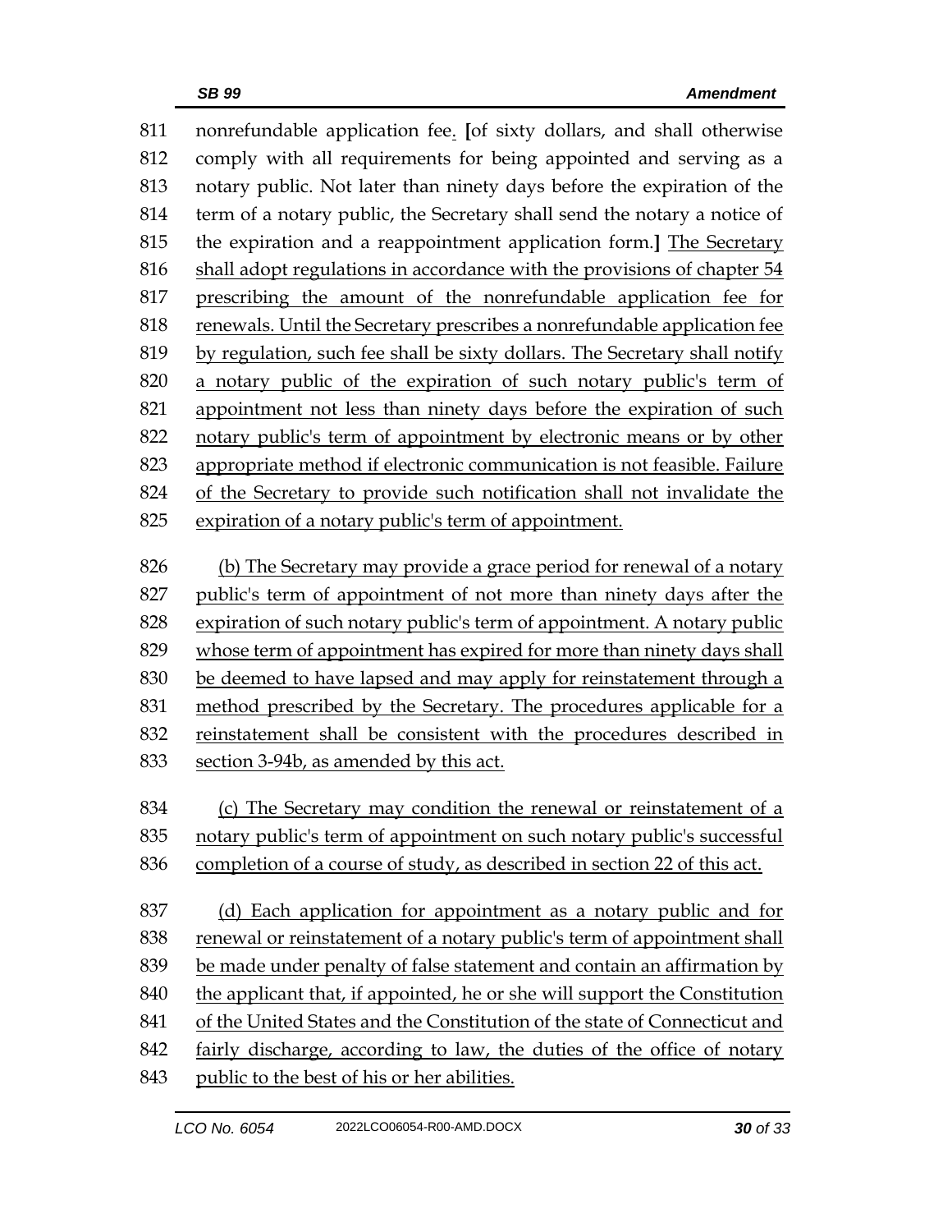nonrefundable application fee. [of sixty dollars, and shall otherwise comply with all requirements for being appointed and serving as a notary public. Not later than ninety days before the expiration of the term of a notary public, the Secretary shall send the notary a notice of the expiration and a reappointment application form.] The Secretary shall adopt regulations in accordance with the provisions of chapter 54 prescribing the amount of the nonrefundable application fee for renewals. Until the Secretary prescribes a nonrefundable application fee by regulation, such fee shall be sixty dollars. The Secretary shall notify a notary public of the expiration of such notary public's term of appointment not less than ninety days before the expiration of such notary public's term of appointment by electronic means or by other appropriate method if electronic communication is not feasible. Failure of the Secretary to provide such notification shall not invalidate the expiration of a notary public's term of appointment.

(b) The Secretary may provide a grace period for renewal of a notary public's term of appointment of not more than ninety days after the expiration of such notary public's term of appointment. A notary public whose term of appointment has expired for more than ninety days shall be deemed to have lapsed and may apply for reinstatement through a method prescribed by the Secretary. The procedures applicable for a reinstatement shall be consistent with the procedures described in section 3-94b, as amended by this act.

(c) The Secretary may condition the renewal or reinstatement of a notary public's term of appointment on such notary public's successful completion of a course of study, as described in section 22 of this act.

(d) Each application for appointment as a notary public and for renewal or reinstatement of a notary public's term of appointment shall be made under penalty of false statement and contain an affirmation by the applicant that, if appointed, he or she will support the Constitution of the United States and the Constitution of the state of Connecticut and fairly discharge, according to law, the duties of the office of notary public to the best of his or her abilities.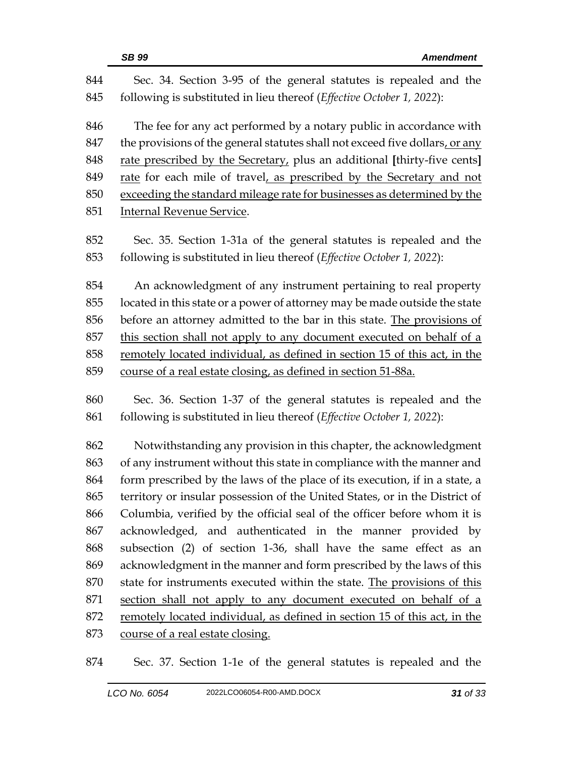844 Sec. 34. Section 3-95 of the general statutes is repealed and the
845 following is substituted in lieu thereof (*Effective October 1, 2022*):

846 The fee for any act performed by a notary public in accordance with
847 the provisions of the general statutes shall not exceed five dollars<u>, or any</u>
848 <u>rate prescribed by the Secretary,</u> plus an additional **[**thirty-five cents**]**
849 <u>rate</u> for each mile of travel<u>, as prescribed by the Secretary and not</u>
850 <u>exceeding the standard mileage rate for businesses as determined by the</u>
851 <u>Internal Revenue Service</u>.

852 Sec. 35. Section 1-31a of the general statutes is repealed and the
853 following is substituted in lieu thereof (*Effective October 1, 2022*):

854 An acknowledgment of any instrument pertaining to real property
855 located in this state or a power of attorney may be made outside the state
856 before an attorney admitted to the bar in this state. <u>The provisions of</u>
857 <u>this section shall not apply to any document executed on behalf of a</u>
858 <u>remotely located individual, as defined in section 15 of this act, in the</u>
859 <u>course of a real estate closing, as defined in section 51-88a.</u>

860 Sec. 36. Section 1-37 of the general statutes is repealed and the
861 following is substituted in lieu thereof (*Effective October 1, 2022*):

862 Notwithstanding any provision in this chapter, the acknowledgment
863 of any instrument without this state in compliance with the manner and
864 form prescribed by the laws of the place of its execution, if in a state, a
865 territory or insular possession of the United States, or in the District of
866 Columbia, verified by the official seal of the officer before whom it is
867 acknowledged, and authenticated in the manner provided by
868 subsection (2) of section 1-36, shall have the same effect as an
869 acknowledgment in the manner and form prescribed by the laws of this
870 state for instruments executed within the state. <u>The provisions of this</u>
871 <u>section shall not apply to any document executed on behalf of a</u>
872 <u>remotely located individual, as defined in section 15 of this act, in the</u>
873 <u>course of a real estate closing.</u>

874 Sec. 37. Section 1-1e of the general statutes is repealed and the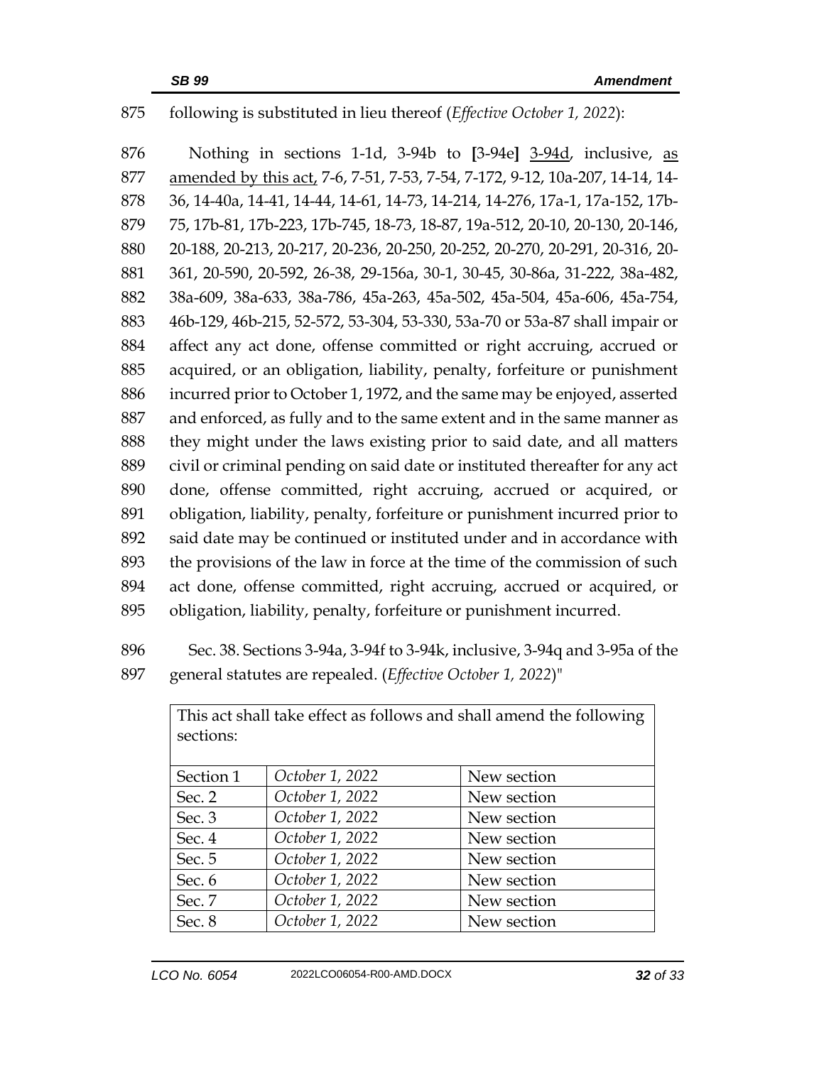following is substituted in lieu thereof (*Effective October 1, 2022*):

Nothing in sections 1-1d, 3-94b to [3-94e] 3-94d, inclusive, as amended by this act, 7-6, 7-51, 7-53, 7-54, 7-172, 9-12, 10a-207, 14-14, 14-36, 14-40a, 14-41, 14-44, 14-61, 14-73, 14-214, 14-276, 17a-1, 17a-152, 17b-75, 17b-81, 17b-223, 17b-745, 18-73, 18-87, 19a-512, 20-10, 20-130, 20-146, 20-188, 20-213, 20-217, 20-236, 20-250, 20-252, 20-270, 20-291, 20-316, 20-361, 20-590, 20-592, 26-38, 29-156a, 30-1, 30-45, 30-86a, 31-222, 38a-482, 38a-609, 38a-633, 38a-786, 45a-263, 45a-502, 45a-504, 45a-606, 45a-754, 46b-129, 46b-215, 52-572, 53-304, 53-330, 53a-70 or 53a-87 shall impair or affect any act done, offense committed or right accruing, accrued or acquired, or an obligation, liability, penalty, forfeiture or punishment incurred prior to October 1, 1972, and the same may be enjoyed, asserted and enforced, as fully and to the same extent and in the same manner as they might under the laws existing prior to said date, and all matters civil or criminal pending on said date or instituted thereafter for any act done, offense committed, right accruing, accrued or acquired, or obligation, liability, penalty, forfeiture or punishment incurred prior to said date may be continued or instituted under and in accordance with the provisions of the law in force at the time of the commission of such act done, offense committed, right accruing, accrued or acquired, or obligation, liability, penalty, forfeiture or punishment incurred.

Sec. 38. Sections 3-94a, 3-94f to 3-94k, inclusive, 3-94q and 3-95a of the general statutes are repealed. (*Effective October 1, 2022*)"

| This act shall take effect as follows and shall amend the following sections: | | |
|---|---|---|
| Section 1 | *October 1, 2022* | New section |
| Sec. 2 | *October 1, 2022* | New section |
| Sec. 3 | *October 1, 2022* | New section |
| Sec. 4 | *October 1, 2022* | New section |
| Sec. 5 | *October 1, 2022* | New section |
| Sec. 6 | *October 1, 2022* | New section |
| Sec. 7 | *October 1, 2022* | New section |
| Sec. 8 | *October 1, 2022* | New section |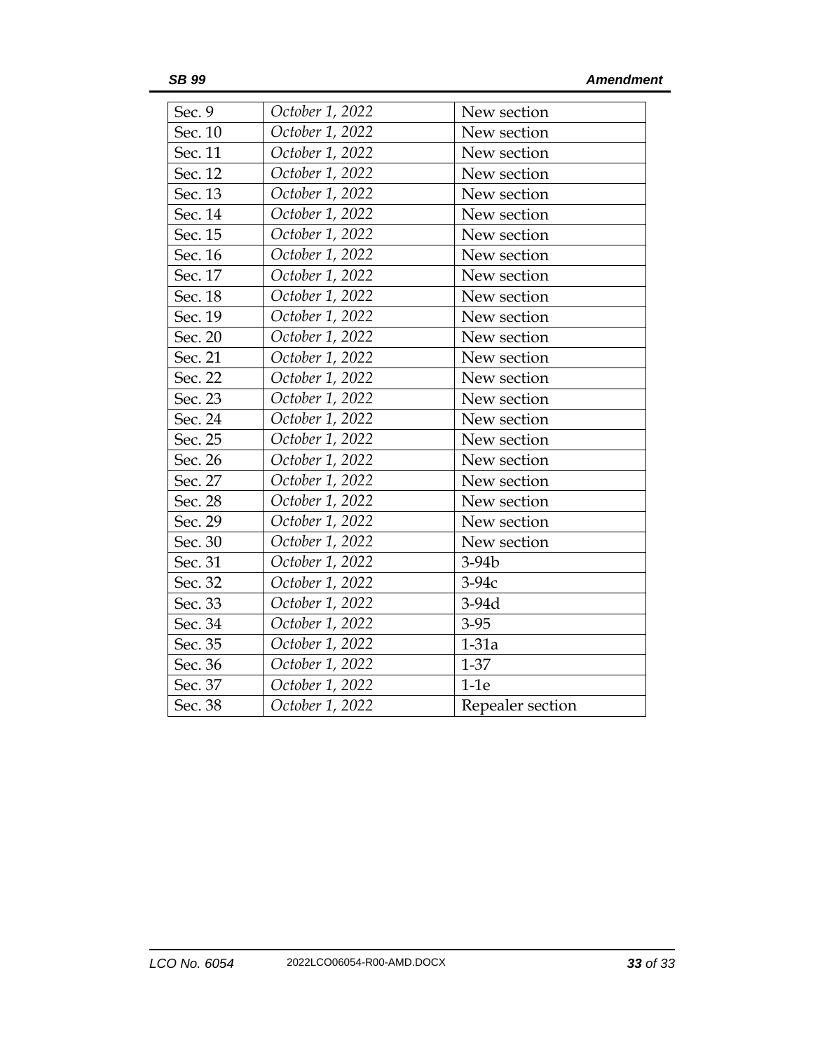| | | |
|---|---|---|
| Sec. 9 | *October 1, 2022* | New section |
| Sec. 10 | *October 1, 2022* | New section |
| Sec. 11 | *October 1, 2022* | New section |
| Sec. 12 | *October 1, 2022* | New section |
| Sec. 13 | *October 1, 2022* | New section |
| Sec. 14 | *October 1, 2022* | New section |
| Sec. 15 | *October 1, 2022* | New section |
| Sec. 16 | *October 1, 2022* | New section |
| Sec. 17 | *October 1, 2022* | New section |
| Sec. 18 | *October 1, 2022* | New section |
| Sec. 19 | *October 1, 2022* | New section |
| Sec. 20 | *October 1, 2022* | New section |
| Sec. 21 | *October 1, 2022* | New section |
| Sec. 22 | *October 1, 2022* | New section |
| Sec. 23 | *October 1, 2022* | New section |
| Sec. 24 | *October 1, 2022* | New section |
| Sec. 25 | *October 1, 2022* | New section |
| Sec. 26 | *October 1, 2022* | New section |
| Sec. 27 | *October 1, 2022* | New section |
| Sec. 28 | *October 1, 2022* | New section |
| Sec. 29 | *October 1, 2022* | New section |
| Sec. 30 | *October 1, 2022* | New section |
| Sec. 31 | *October 1, 2022* | 3-94b |
| Sec. 32 | *October 1, 2022* | 3-94c |
| Sec. 33 | *October 1, 2022* | 3-94d |
| Sec. 34 | *October 1, 2022* | 3-95 |
| Sec. 35 | *October 1, 2022* | 1-31a |
| Sec. 36 | *October 1, 2022* | 1-37 |
| Sec. 37 | *October 1, 2022* | 1-1e |
| Sec. 38 | *October 1, 2022* | Repealer section |